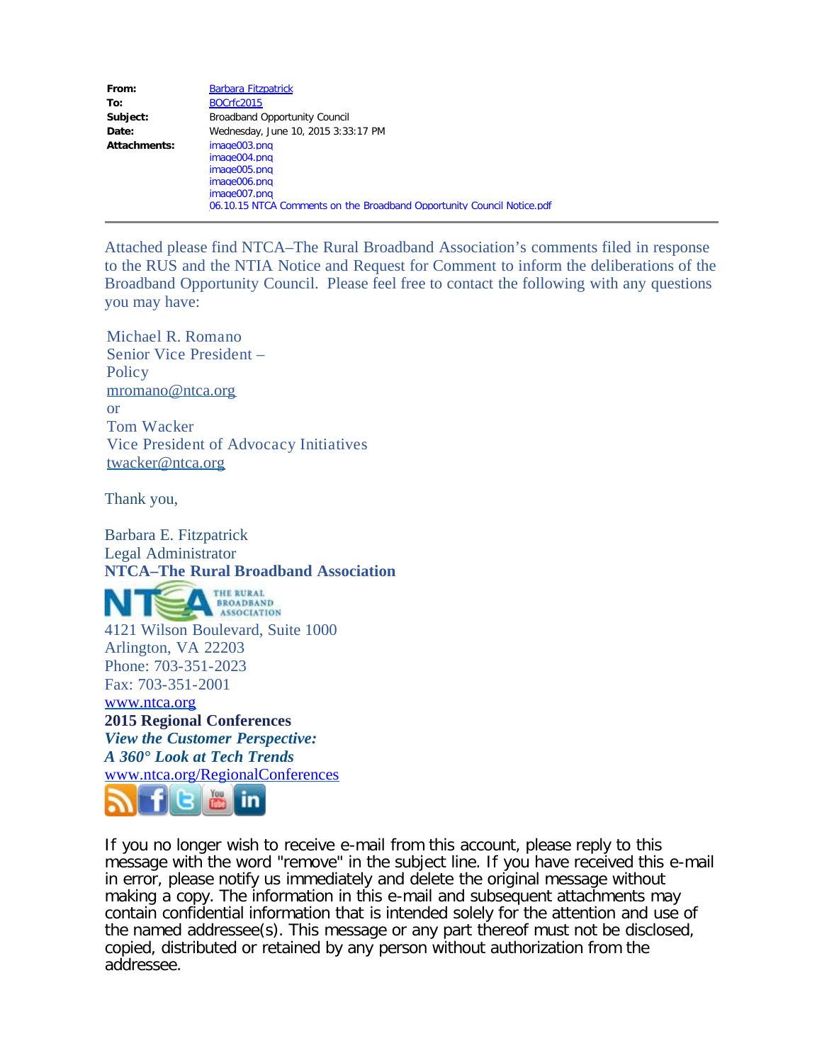| | |
|---|---|
| **From:** | Barbara Fitzpatrick |
| **To:** | BOCrfc2015 |
| **Subject:** | Broadband Opportunity Council |
| **Date:** | Wednesday, June 10, 2015 3:33:17 PM |
| **Attachments:** | image003.png<br>image004.png<br>image005.png<br>image006.png<br>image007.png<br>06.10.15 NTCA Comments on the Broadband Opportunity Council Notice.pdf |

---

Attached please find NTCA–The Rural Broadband Association's comments filed in response to the RUS and the NTIA Notice and Request for Comment to inform the deliberations of the Broadband Opportunity Council. Please feel free to contact the following with any questions you may have:

Michael R. Romano
Senior Vice President – Policy
mromano@ntca.org
or
Tom Wacker
Vice President of Advocacy Initiatives
twacker@ntca.org

Thank you,

Barbara E. Fitzpatrick
Legal Administrator
**NTCA–The Rural Broadband Association**

NTCA THE RURAL BROADBAND ASSOCIATION

4121 Wilson Boulevard, Suite 1000
Arlington, VA 22203
Phone: 703-351-2023
Fax: 703-351-2001
www.ntca.org
**2015 Regional Conferences**
***View the Customer Perspective:***
***A 360° Look at Tech Trends***
www.ntca.org/RegionalConferences

If you no longer wish to receive e-mail from this account, please reply to this message with the word "remove" in the subject line. If you have received this e-mail in error, please notify us immediately and delete the original message without making a copy. The information in this e-mail and subsequent attachments may contain confidential information that is intended solely for the attention and use of the named addressee(s). This message or any part thereof must not be disclosed, copied, distributed or retained by any person without authorization from the addressee.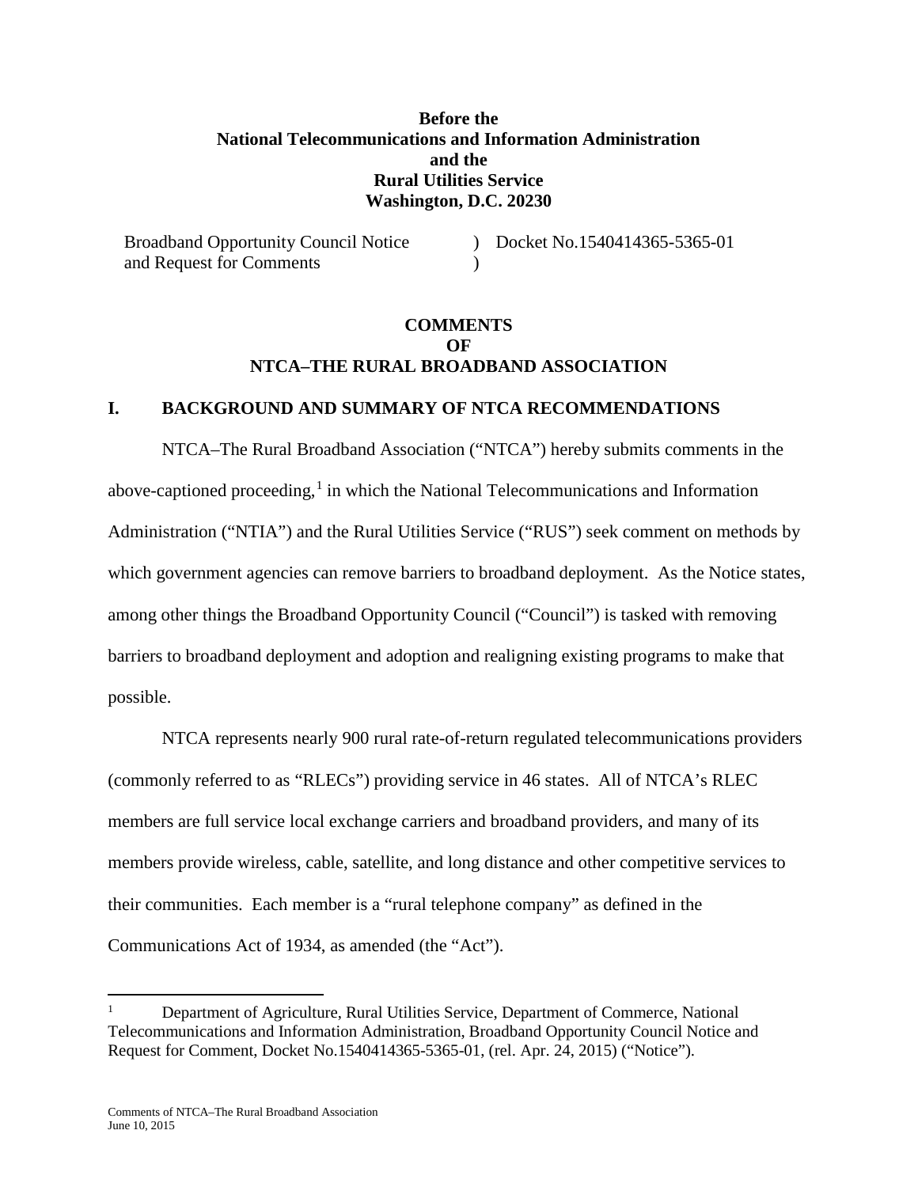**Before the**
**National Telecommunications and Information Administration**
**and the**
**Rural Utilities Service**
**Washington, D.C. 20230**

| | | |
|---|---|---|
| Broadband Opportunity Council Notice and Request for Comments | ) ) | Docket No.1540414365-5365-01 |

**COMMENTS**
**OF**
**NTCA–THE RURAL BROADBAND ASSOCIATION**

## I. BACKGROUND AND SUMMARY OF NTCA RECOMMENDATIONS

NTCA–The Rural Broadband Association ("NTCA") hereby submits comments in the above-captioned proceeding,[1] in which the National Telecommunications and Information Administration ("NTIA") and the Rural Utilities Service ("RUS") seek comment on methods by which government agencies can remove barriers to broadband deployment. As the Notice states, among other things the Broadband Opportunity Council ("Council") is tasked with removing barriers to broadband deployment and adoption and realigning existing programs to make that possible.

NTCA represents nearly 900 rural rate-of-return regulated telecommunications providers (commonly referred to as "RLECs") providing service in 46 states. All of NTCA's RLEC members are full service local exchange carriers and broadband providers, and many of its members provide wireless, cable, satellite, and long distance and other competitive services to their communities. Each member is a "rural telephone company" as defined in the Communications Act of 1934, as amended (the "Act").

---

[1] Department of Agriculture, Rural Utilities Service, Department of Commerce, National Telecommunications and Information Administration, Broadband Opportunity Council Notice and Request for Comment, Docket No.1540414365-5365-01, (rel. Apr. 24, 2015) ("Notice").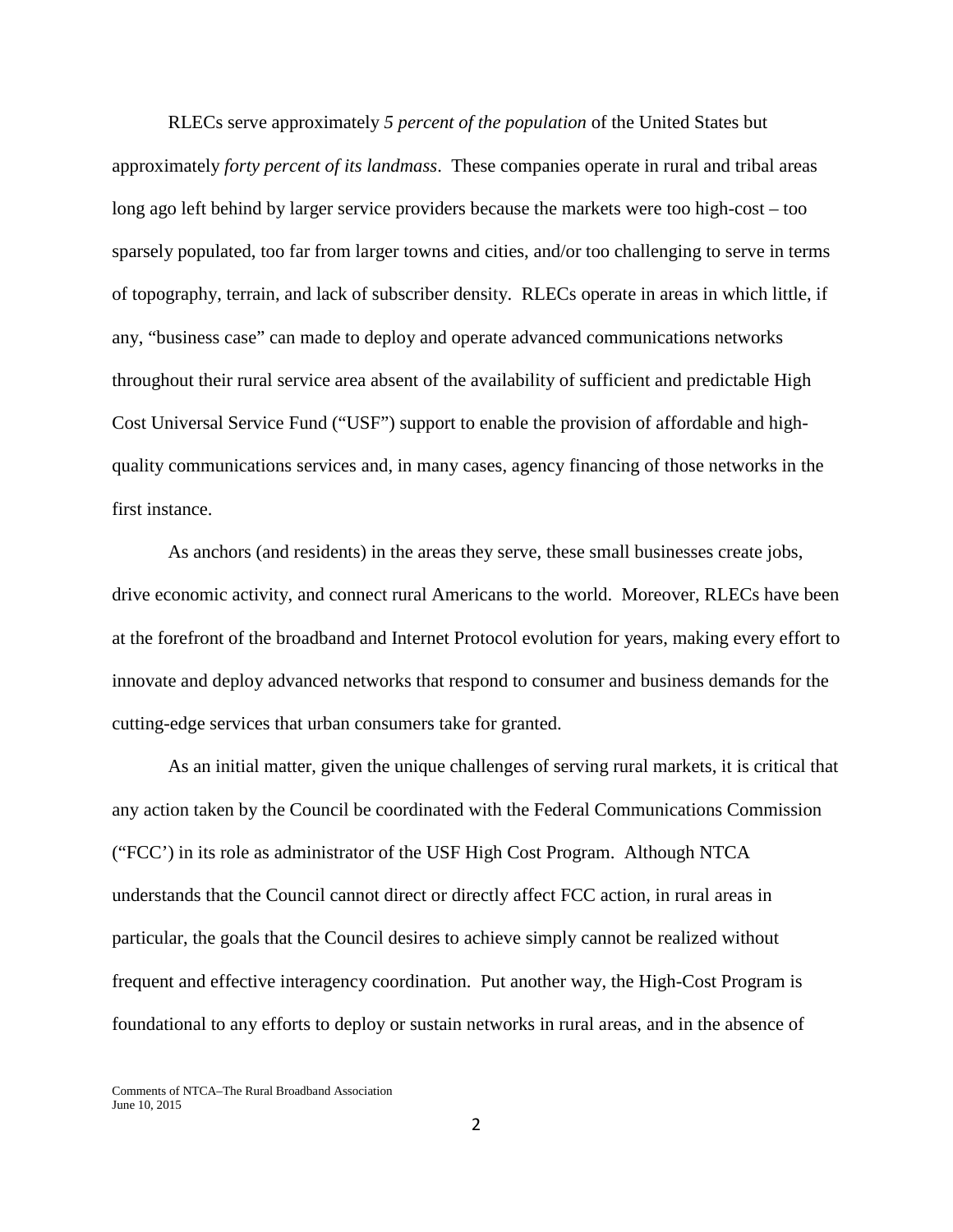RLECs serve approximately *5 percent of the population* of the United States but approximately *forty percent of its landmass*. These companies operate in rural and tribal areas long ago left behind by larger service providers because the markets were too high-cost – too sparsely populated, too far from larger towns and cities, and/or too challenging to serve in terms of topography, terrain, and lack of subscriber density. RLECs operate in areas in which little, if any, "business case" can made to deploy and operate advanced communications networks throughout their rural service area absent of the availability of sufficient and predictable High Cost Universal Service Fund ("USF") support to enable the provision of affordable and high-quality communications services and, in many cases, agency financing of those networks in the first instance.

As anchors (and residents) in the areas they serve, these small businesses create jobs, drive economic activity, and connect rural Americans to the world. Moreover, RLECs have been at the forefront of the broadband and Internet Protocol evolution for years, making every effort to innovate and deploy advanced networks that respond to consumer and business demands for the cutting-edge services that urban consumers take for granted.

As an initial matter, given the unique challenges of serving rural markets, it is critical that any action taken by the Council be coordinated with the Federal Communications Commission ("FCC') in its role as administrator of the USF High Cost Program. Although NTCA understands that the Council cannot direct or directly affect FCC action, in rural areas in particular, the goals that the Council desires to achieve simply cannot be realized without frequent and effective interagency coordination. Put another way, the High-Cost Program is foundational to any efforts to deploy or sustain networks in rural areas, and in the absence of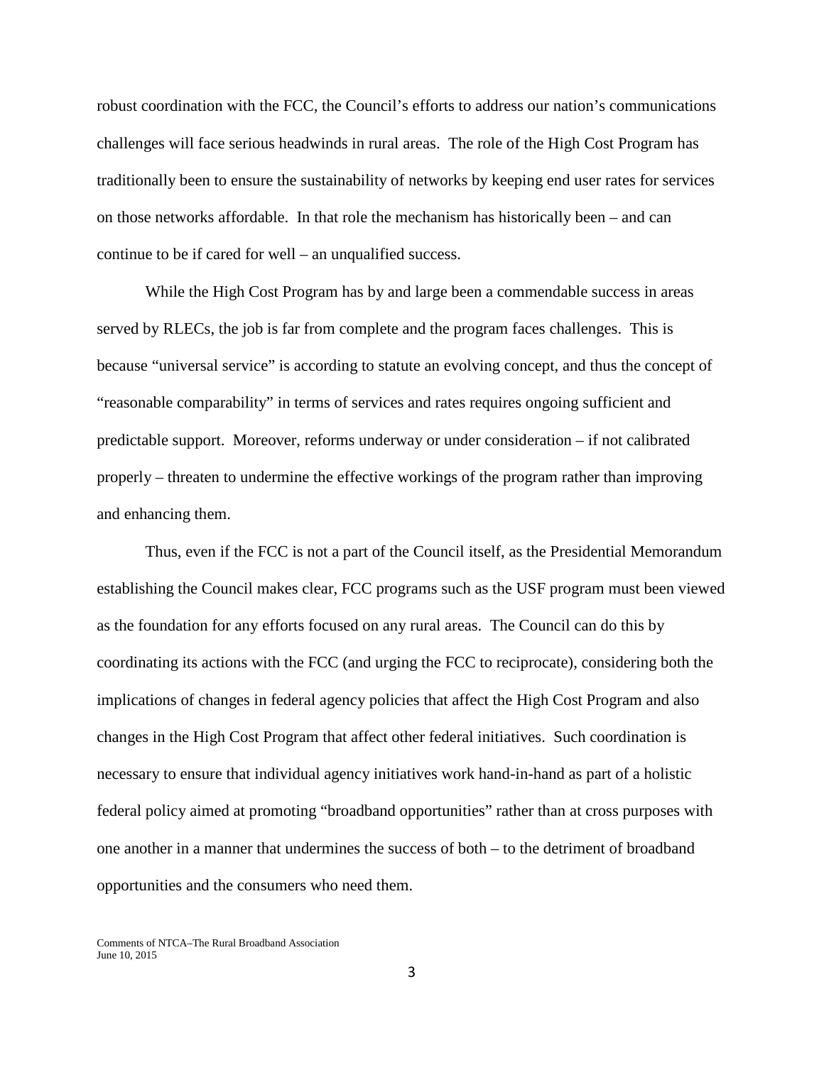robust coordination with the FCC, the Council's efforts to address our nation's communications challenges will face serious headwinds in rural areas. The role of the High Cost Program has traditionally been to ensure the sustainability of networks by keeping end user rates for services on those networks affordable. In that role the mechanism has historically been – and can continue to be if cared for well – an unqualified success.

While the High Cost Program has by and large been a commendable success in areas served by RLECs, the job is far from complete and the program faces challenges. This is because "universal service" is according to statute an evolving concept, and thus the concept of "reasonable comparability" in terms of services and rates requires ongoing sufficient and predictable support. Moreover, reforms underway or under consideration – if not calibrated properly – threaten to undermine the effective workings of the program rather than improving and enhancing them.

Thus, even if the FCC is not a part of the Council itself, as the Presidential Memorandum establishing the Council makes clear, FCC programs such as the USF program must been viewed as the foundation for any efforts focused on any rural areas. The Council can do this by coordinating its actions with the FCC (and urging the FCC to reciprocate), considering both the implications of changes in federal agency policies that affect the High Cost Program and also changes in the High Cost Program that affect other federal initiatives. Such coordination is necessary to ensure that individual agency initiatives work hand-in-hand as part of a holistic federal policy aimed at promoting "broadband opportunities" rather than at cross purposes with one another in a manner that undermines the success of both – to the detriment of broadband opportunities and the consumers who need them.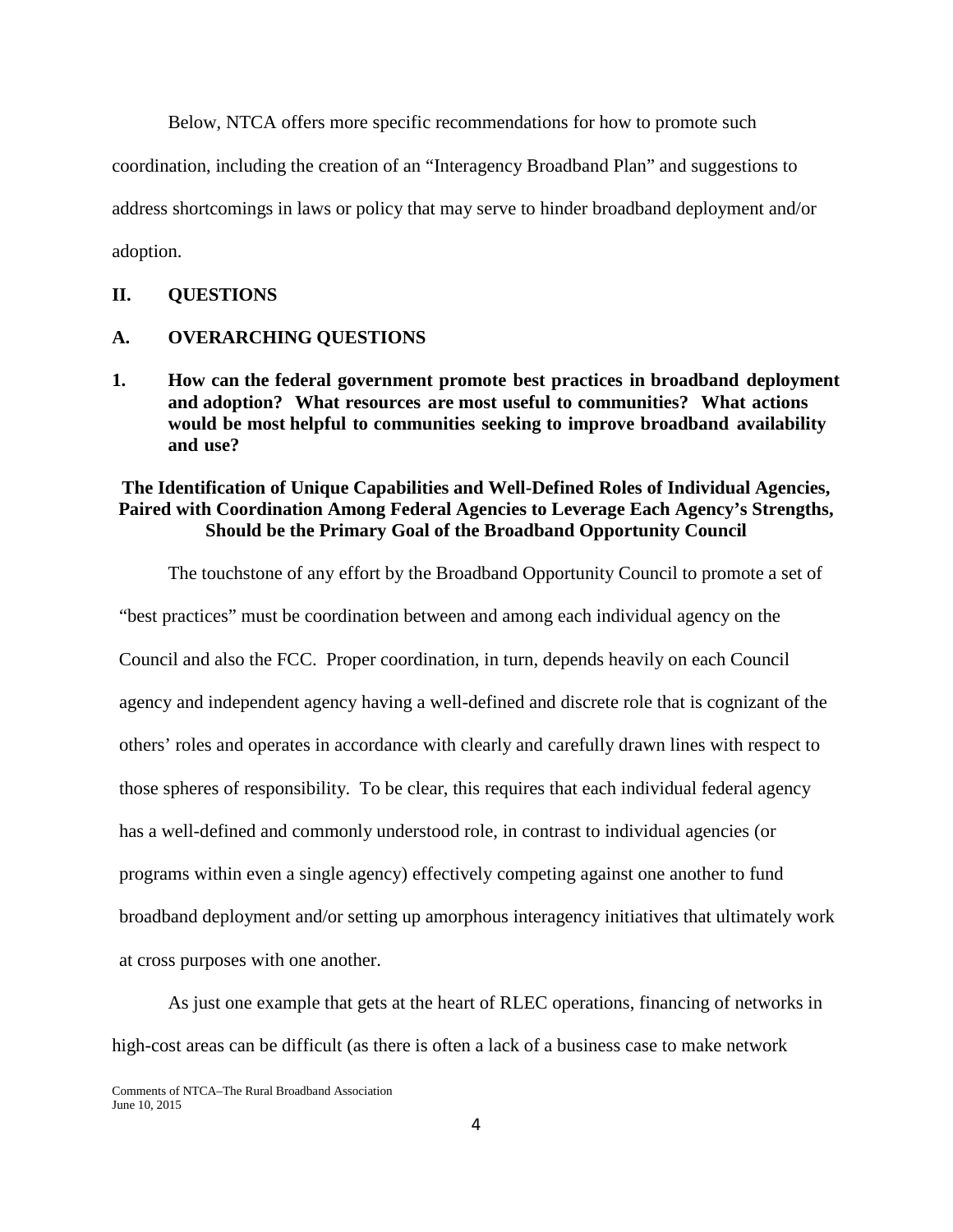Below, NTCA offers more specific recommendations for how to promote such coordination, including the creation of an "Interagency Broadband Plan" and suggestions to address shortcomings in laws or policy that may serve to hinder broadband deployment and/or adoption.

## II. QUESTIONS

### A. OVERARCHING QUESTIONS

**1. How can the federal government promote best practices in broadband deployment and adoption? What resources are most useful to communities? What actions would be most helpful to communities seeking to improve broadband availability and use?**

**The Identification of Unique Capabilities and Well-Defined Roles of Individual Agencies, Paired with Coordination Among Federal Agencies to Leverage Each Agency's Strengths, Should be the Primary Goal of the Broadband Opportunity Council**

The touchstone of any effort by the Broadband Opportunity Council to promote a set of "best practices" must be coordination between and among each individual agency on the Council and also the FCC. Proper coordination, in turn, depends heavily on each Council agency and independent agency having a well-defined and discrete role that is cognizant of the others' roles and operates in accordance with clearly and carefully drawn lines with respect to those spheres of responsibility. To be clear, this requires that each individual federal agency has a well-defined and commonly understood role, in contrast to individual agencies (or programs within even a single agency) effectively competing against one another to fund broadband deployment and/or setting up amorphous interagency initiatives that ultimately work at cross purposes with one another.

As just one example that gets at the heart of RLEC operations, financing of networks in high-cost areas can be difficult (as there is often a lack of a business case to make network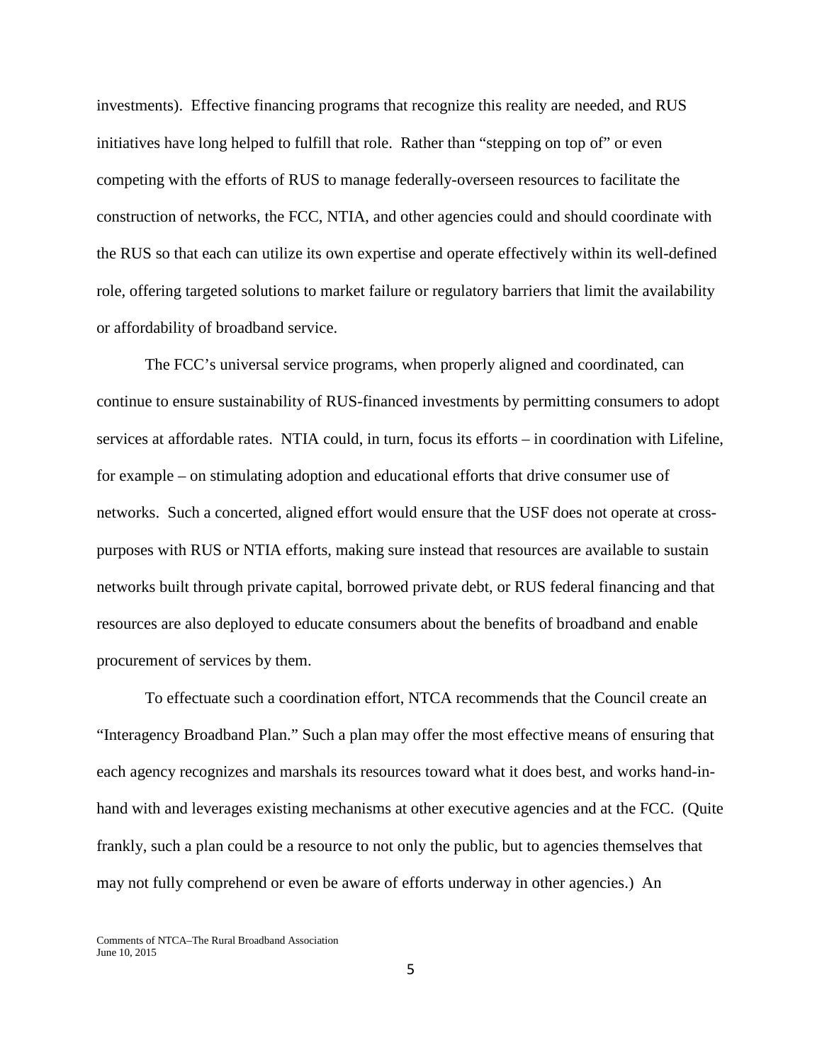investments). Effective financing programs that recognize this reality are needed, and RUS initiatives have long helped to fulfill that role. Rather than "stepping on top of" or even competing with the efforts of RUS to manage federally-overseen resources to facilitate the construction of networks, the FCC, NTIA, and other agencies could and should coordinate with the RUS so that each can utilize its own expertise and operate effectively within its well-defined role, offering targeted solutions to market failure or regulatory barriers that limit the availability or affordability of broadband service.

The FCC's universal service programs, when properly aligned and coordinated, can continue to ensure sustainability of RUS-financed investments by permitting consumers to adopt services at affordable rates. NTIA could, in turn, focus its efforts – in coordination with Lifeline, for example – on stimulating adoption and educational efforts that drive consumer use of networks. Such a concerted, aligned effort would ensure that the USF does not operate at cross-purposes with RUS or NTIA efforts, making sure instead that resources are available to sustain networks built through private capital, borrowed private debt, or RUS federal financing and that resources are also deployed to educate consumers about the benefits of broadband and enable procurement of services by them.

To effectuate such a coordination effort, NTCA recommends that the Council create an "Interagency Broadband Plan." Such a plan may offer the most effective means of ensuring that each agency recognizes and marshals its resources toward what it does best, and works hand-in-hand with and leverages existing mechanisms at other executive agencies and at the FCC. (Quite frankly, such a plan could be a resource to not only the public, but to agencies themselves that may not fully comprehend or even be aware of efforts underway in other agencies.) An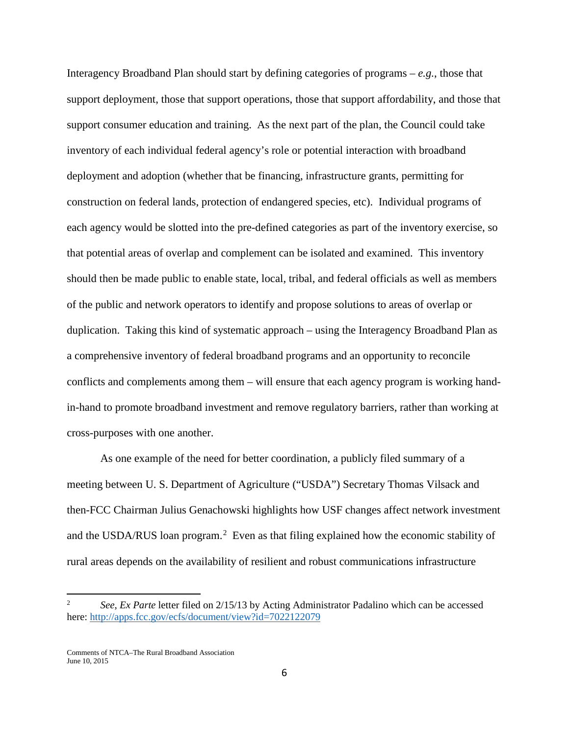Interagency Broadband Plan should start by defining categories of programs – *e.g.*, those that support deployment, those that support operations, those that support affordability, and those that support consumer education and training. As the next part of the plan, the Council could take inventory of each individual federal agency's role or potential interaction with broadband deployment and adoption (whether that be financing, infrastructure grants, permitting for construction on federal lands, protection of endangered species, etc). Individual programs of each agency would be slotted into the pre-defined categories as part of the inventory exercise, so that potential areas of overlap and complement can be isolated and examined. This inventory should then be made public to enable state, local, tribal, and federal officials as well as members of the public and network operators to identify and propose solutions to areas of overlap or duplication. Taking this kind of systematic approach – using the Interagency Broadband Plan as a comprehensive inventory of federal broadband programs and an opportunity to reconcile conflicts and complements among them – will ensure that each agency program is working hand-in-hand to promote broadband investment and remove regulatory barriers, rather than working at cross-purposes with one another.

As one example of the need for better coordination, a publicly filed summary of a meeting between U. S. Department of Agriculture ("USDA") Secretary Thomas Vilsack and then-FCC Chairman Julius Genachowski highlights how USF changes affect network investment and the USDA/RUS loan program.[2] Even as that filing explained how the economic stability of rural areas depends on the availability of resilient and robust communications infrastructure

---

[2] *See*, *Ex Parte* letter filed on 2/15/13 by Acting Administrator Padalino which can be accessed here: http://apps.fcc.gov/ecfs/document/view?id=7022122079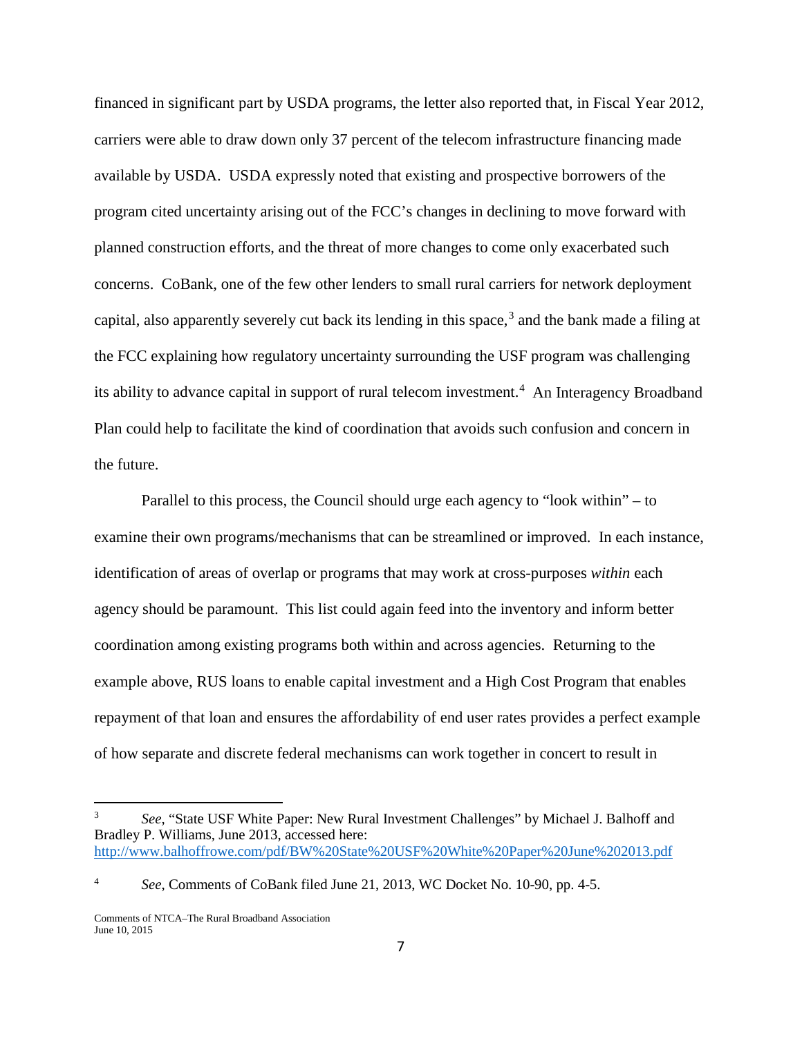financed in significant part by USDA programs, the letter also reported that, in Fiscal Year 2012, carriers were able to draw down only 37 percent of the telecom infrastructure financing made available by USDA. USDA expressly noted that existing and prospective borrowers of the program cited uncertainty arising out of the FCC's changes in declining to move forward with planned construction efforts, and the threat of more changes to come only exacerbated such concerns. CoBank, one of the few other lenders to small rural carriers for network deployment capital, also apparently severely cut back its lending in this space,[3] and the bank made a filing at the FCC explaining how regulatory uncertainty surrounding the USF program was challenging its ability to advance capital in support of rural telecom investment.[4] An Interagency Broadband Plan could help to facilitate the kind of coordination that avoids such confusion and concern in the future.

Parallel to this process, the Council should urge each agency to "look within" – to examine their own programs/mechanisms that can be streamlined or improved. In each instance, identification of areas of overlap or programs that may work at cross-purposes *within* each agency should be paramount. This list could again feed into the inventory and inform better coordination among existing programs both within and across agencies. Returning to the example above, RUS loans to enable capital investment and a High Cost Program that enables repayment of that loan and ensures the affordability of end user rates provides a perfect example of how separate and discrete federal mechanisms can work together in concert to result in

---

[3] *See*, "State USF White Paper: New Rural Investment Challenges" by Michael J. Balhoff and Bradley P. Williams, June 2013, accessed here: http://www.balhoffrowe.com/pdf/BW%20State%20USF%20White%20Paper%20June%202013.pdf

[4] *See*, Comments of CoBank filed June 21, 2013, WC Docket No. 10-90, pp. 4-5.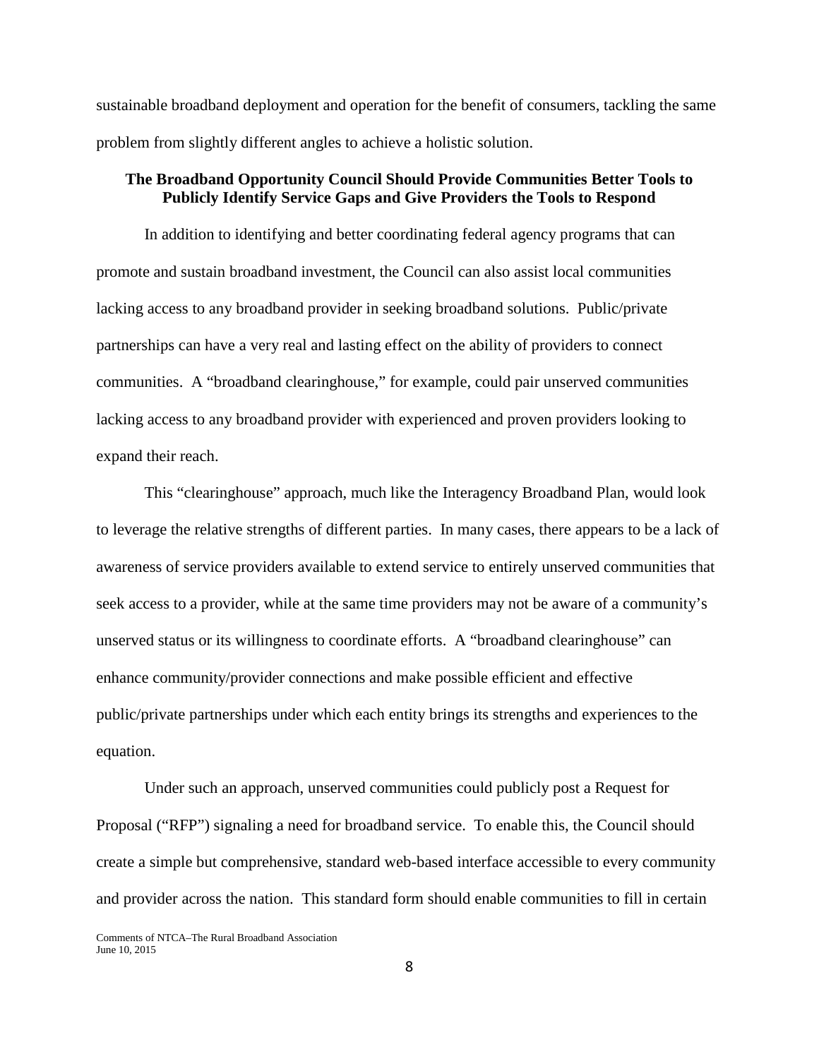sustainable broadband deployment and operation for the benefit of consumers, tackling the same problem from slightly different angles to achieve a holistic solution.

## The Broadband Opportunity Council Should Provide Communities Better Tools to Publicly Identify Service Gaps and Give Providers the Tools to Respond

In addition to identifying and better coordinating federal agency programs that can promote and sustain broadband investment, the Council can also assist local communities lacking access to any broadband provider in seeking broadband solutions. Public/private partnerships can have a very real and lasting effect on the ability of providers to connect communities. A "broadband clearinghouse," for example, could pair unserved communities lacking access to any broadband provider with experienced and proven providers looking to expand their reach.

This "clearinghouse" approach, much like the Interagency Broadband Plan, would look to leverage the relative strengths of different parties. In many cases, there appears to be a lack of awareness of service providers available to extend service to entirely unserved communities that seek access to a provider, while at the same time providers may not be aware of a community's unserved status or its willingness to coordinate efforts. A "broadband clearinghouse" can enhance community/provider connections and make possible efficient and effective public/private partnerships under which each entity brings its strengths and experiences to the equation.

Under such an approach, unserved communities could publicly post a Request for Proposal ("RFP") signaling a need for broadband service. To enable this, the Council should create a simple but comprehensive, standard web-based interface accessible to every community and provider across the nation. This standard form should enable communities to fill in certain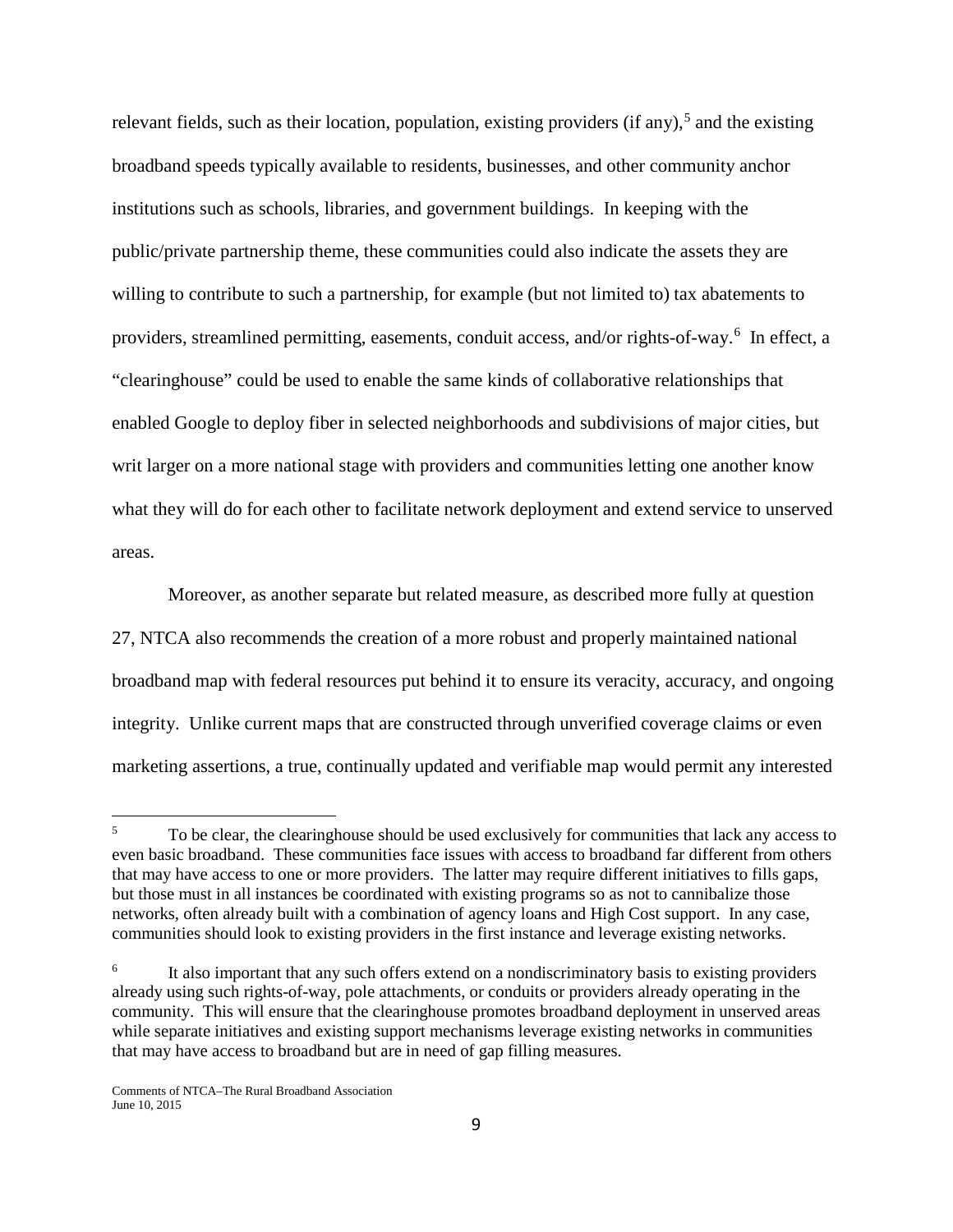relevant fields, such as their location, population, existing providers (if any),[5] and the existing broadband speeds typically available to residents, businesses, and other community anchor institutions such as schools, libraries, and government buildings. In keeping with the public/private partnership theme, these communities could also indicate the assets they are willing to contribute to such a partnership, for example (but not limited to) tax abatements to providers, streamlined permitting, easements, conduit access, and/or rights-of-way.[6] In effect, a "clearinghouse" could be used to enable the same kinds of collaborative relationships that enabled Google to deploy fiber in selected neighborhoods and subdivisions of major cities, but writ larger on a more national stage with providers and communities letting one another know what they will do for each other to facilitate network deployment and extend service to unserved areas.

Moreover, as another separate but related measure, as described more fully at question 27, NTCA also recommends the creation of a more robust and properly maintained national broadband map with federal resources put behind it to ensure its veracity, accuracy, and ongoing integrity. Unlike current maps that are constructed through unverified coverage claims or even marketing assertions, a true, continually updated and verifiable map would permit any interested

---

[5] To be clear, the clearinghouse should be used exclusively for communities that lack any access to even basic broadband. These communities face issues with access to broadband far different from others that may have access to one or more providers. The latter may require different initiatives to fills gaps, but those must in all instances be coordinated with existing programs so as not to cannibalize those networks, often already built with a combination of agency loans and High Cost support. In any case, communities should look to existing providers in the first instance and leverage existing networks.

[6] It also important that any such offers extend on a nondiscriminatory basis to existing providers already using such rights-of-way, pole attachments, or conduits or providers already operating in the community. This will ensure that the clearinghouse promotes broadband deployment in unserved areas while separate initiatives and existing support mechanisms leverage existing networks in communities that may have access to broadband but are in need of gap filling measures.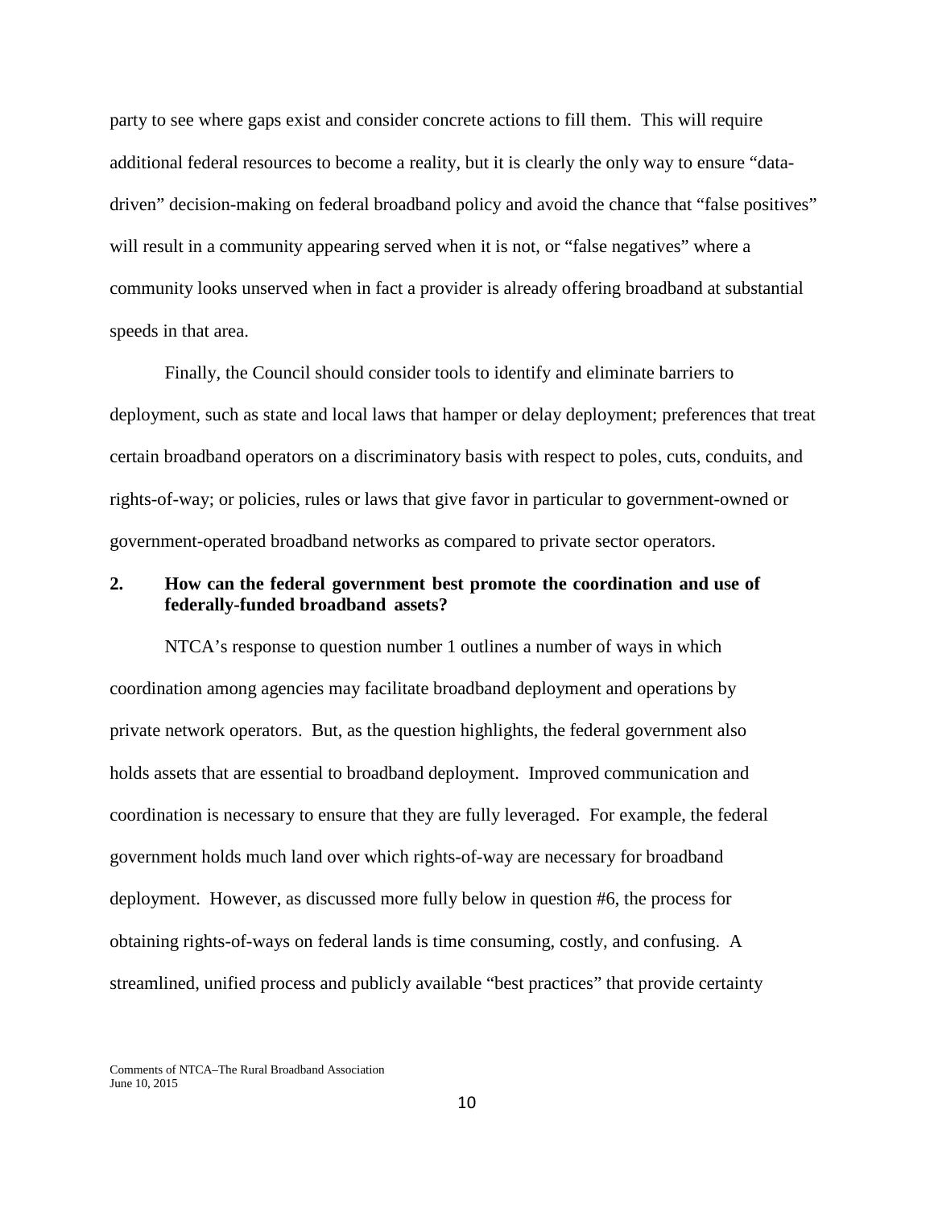party to see where gaps exist and consider concrete actions to fill them. This will require additional federal resources to become a reality, but it is clearly the only way to ensure "data-driven" decision-making on federal broadband policy and avoid the chance that "false positives" will result in a community appearing served when it is not, or "false negatives" where a community looks unserved when in fact a provider is already offering broadband at substantial speeds in that area.

Finally, the Council should consider tools to identify and eliminate barriers to deployment, such as state and local laws that hamper or delay deployment; preferences that treat certain broadband operators on a discriminatory basis with respect to poles, cuts, conduits, and rights-of-way; or policies, rules or laws that give favor in particular to government-owned or government-operated broadband networks as compared to private sector operators.

### 2. How can the federal government best promote the coordination and use of federally-funded broadband assets?

NTCA's response to question number 1 outlines a number of ways in which coordination among agencies may facilitate broadband deployment and operations by private network operators. But, as the question highlights, the federal government also holds assets that are essential to broadband deployment. Improved communication and coordination is necessary to ensure that they are fully leveraged. For example, the federal government holds much land over which rights-of-way are necessary for broadband deployment. However, as discussed more fully below in question #6, the process for obtaining rights-of-ways on federal lands is time consuming, costly, and confusing. A streamlined, unified process and publicly available "best practices" that provide certainty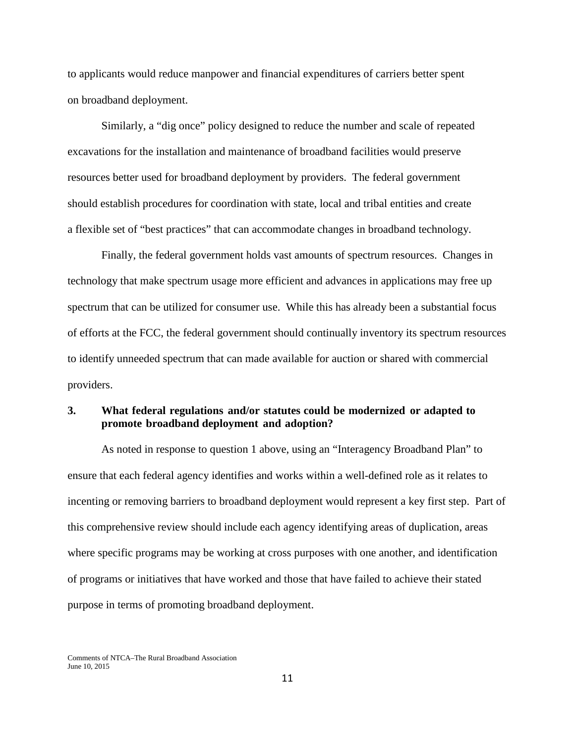to applicants would reduce manpower and financial expenditures of carriers better spent on broadband deployment.

Similarly, a "dig once" policy designed to reduce the number and scale of repeated excavations for the installation and maintenance of broadband facilities would preserve resources better used for broadband deployment by providers. The federal government should establish procedures for coordination with state, local and tribal entities and create a flexible set of "best practices" that can accommodate changes in broadband technology.

Finally, the federal government holds vast amounts of spectrum resources. Changes in technology that make spectrum usage more efficient and advances in applications may free up spectrum that can be utilized for consumer use. While this has already been a substantial focus of efforts at the FCC, the federal government should continually inventory its spectrum resources to identify unneeded spectrum that can made available for auction or shared with commercial providers.

**3. What federal regulations and/or statutes could be modernized or adapted to promote broadband deployment and adoption?**

As noted in response to question 1 above, using an "Interagency Broadband Plan" to ensure that each federal agency identifies and works within a well-defined role as it relates to incenting or removing barriers to broadband deployment would represent a key first step. Part of this comprehensive review should include each agency identifying areas of duplication, areas where specific programs may be working at cross purposes with one another, and identification of programs or initiatives that have worked and those that have failed to achieve their stated purpose in terms of promoting broadband deployment.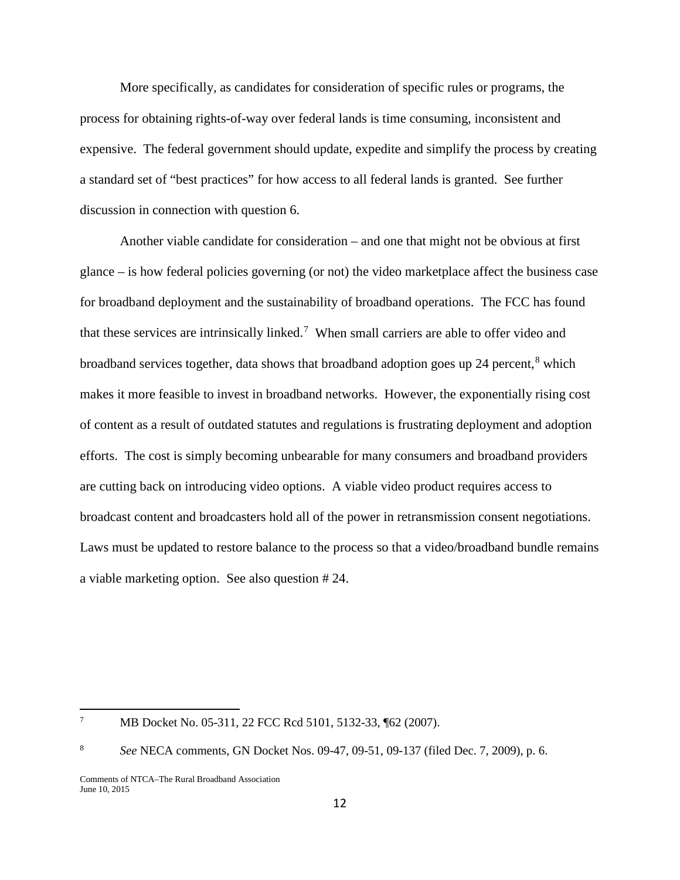More specifically, as candidates for consideration of specific rules or programs, the process for obtaining rights-of-way over federal lands is time consuming, inconsistent and expensive. The federal government should update, expedite and simplify the process by creating a standard set of "best practices" for how access to all federal lands is granted. See further discussion in connection with question 6.

Another viable candidate for consideration – and one that might not be obvious at first glance – is how federal policies governing (or not) the video marketplace affect the business case for broadband deployment and the sustainability of broadband operations. The FCC has found that these services are intrinsically linked.[7] When small carriers are able to offer video and broadband services together, data shows that broadband adoption goes up 24 percent,[8] which makes it more feasible to invest in broadband networks. However, the exponentially rising cost of content as a result of outdated statutes and regulations is frustrating deployment and adoption efforts. The cost is simply becoming unbearable for many consumers and broadband providers are cutting back on introducing video options. A viable video product requires access to broadcast content and broadcasters hold all of the power in retransmission consent negotiations. Laws must be updated to restore balance to the process so that a video/broadband bundle remains a viable marketing option. See also question # 24.

---

[7] MB Docket No. 05-311, 22 FCC Rcd 5101, 5132-33, ¶62 (2007).

[8] *See* NECA comments, GN Docket Nos. 09-47, 09-51, 09-137 (filed Dec. 7, 2009), p. 6.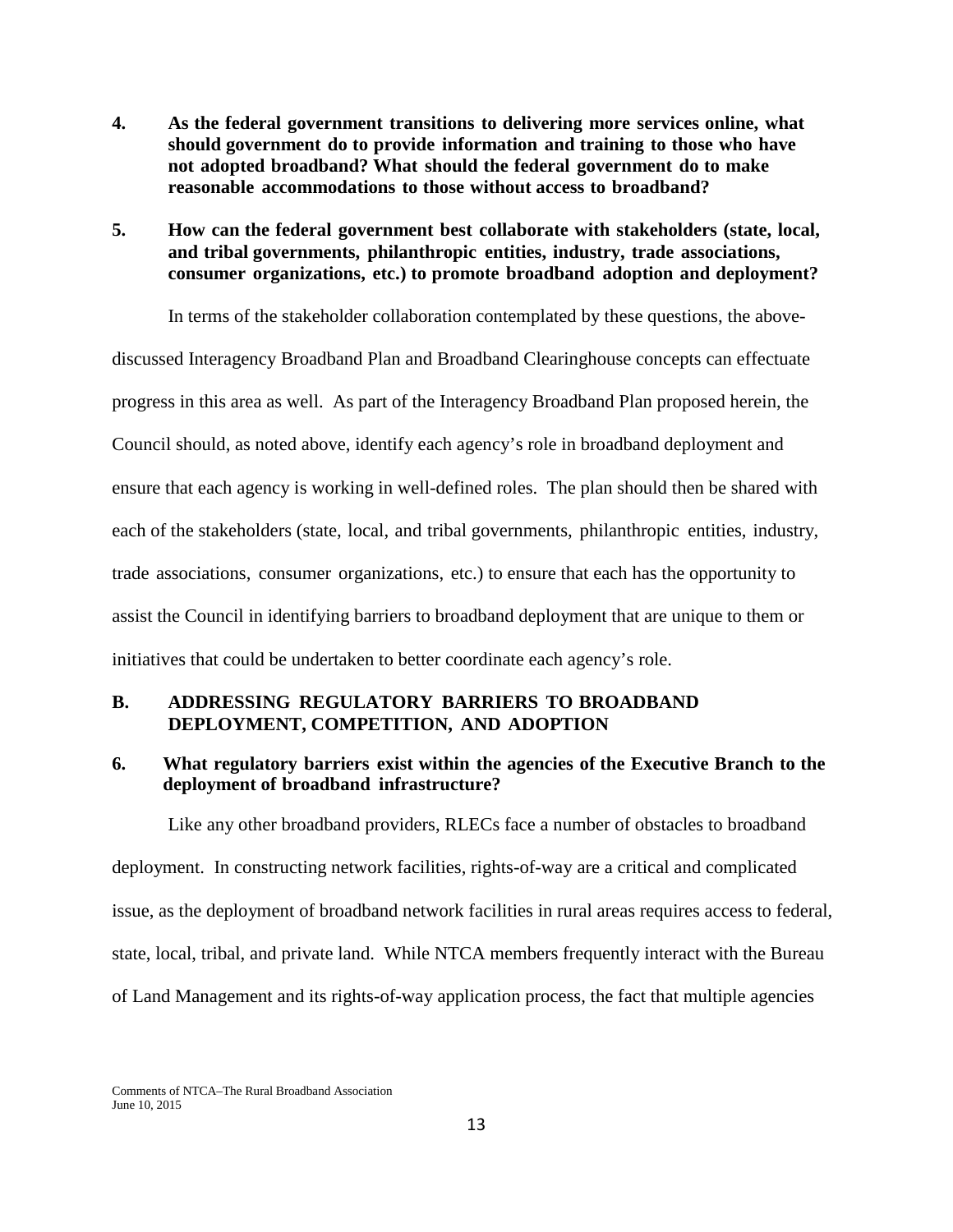**4. As the federal government transitions to delivering more services online, what should government do to provide information and training to those who have not adopted broadband? What should the federal government do to make reasonable accommodations to those without access to broadband?**

**5. How can the federal government best collaborate with stakeholders (state, local, and tribal governments, philanthropic entities, industry, trade associations, consumer organizations, etc.) to promote broadband adoption and deployment?**

In terms of the stakeholder collaboration contemplated by these questions, the above-discussed Interagency Broadband Plan and Broadband Clearinghouse concepts can effectuate progress in this area as well. As part of the Interagency Broadband Plan proposed herein, the Council should, as noted above, identify each agency's role in broadband deployment and ensure that each agency is working in well-defined roles. The plan should then be shared with each of the stakeholders (state, local, and tribal governments, philanthropic entities, industry, trade associations, consumer organizations, etc.) to ensure that each has the opportunity to assist the Council in identifying barriers to broadband deployment that are unique to them or initiatives that could be undertaken to better coordinate each agency's role.

## B. ADDRESSING REGULATORY BARRIERS TO BROADBAND DEPLOYMENT, COMPETITION, AND ADOPTION

**6. What regulatory barriers exist within the agencies of the Executive Branch to the deployment of broadband infrastructure?**

Like any other broadband providers, RLECs face a number of obstacles to broadband deployment. In constructing network facilities, rights-of-way are a critical and complicated issue, as the deployment of broadband network facilities in rural areas requires access to federal, state, local, tribal, and private land. While NTCA members frequently interact with the Bureau of Land Management and its rights-of-way application process, the fact that multiple agencies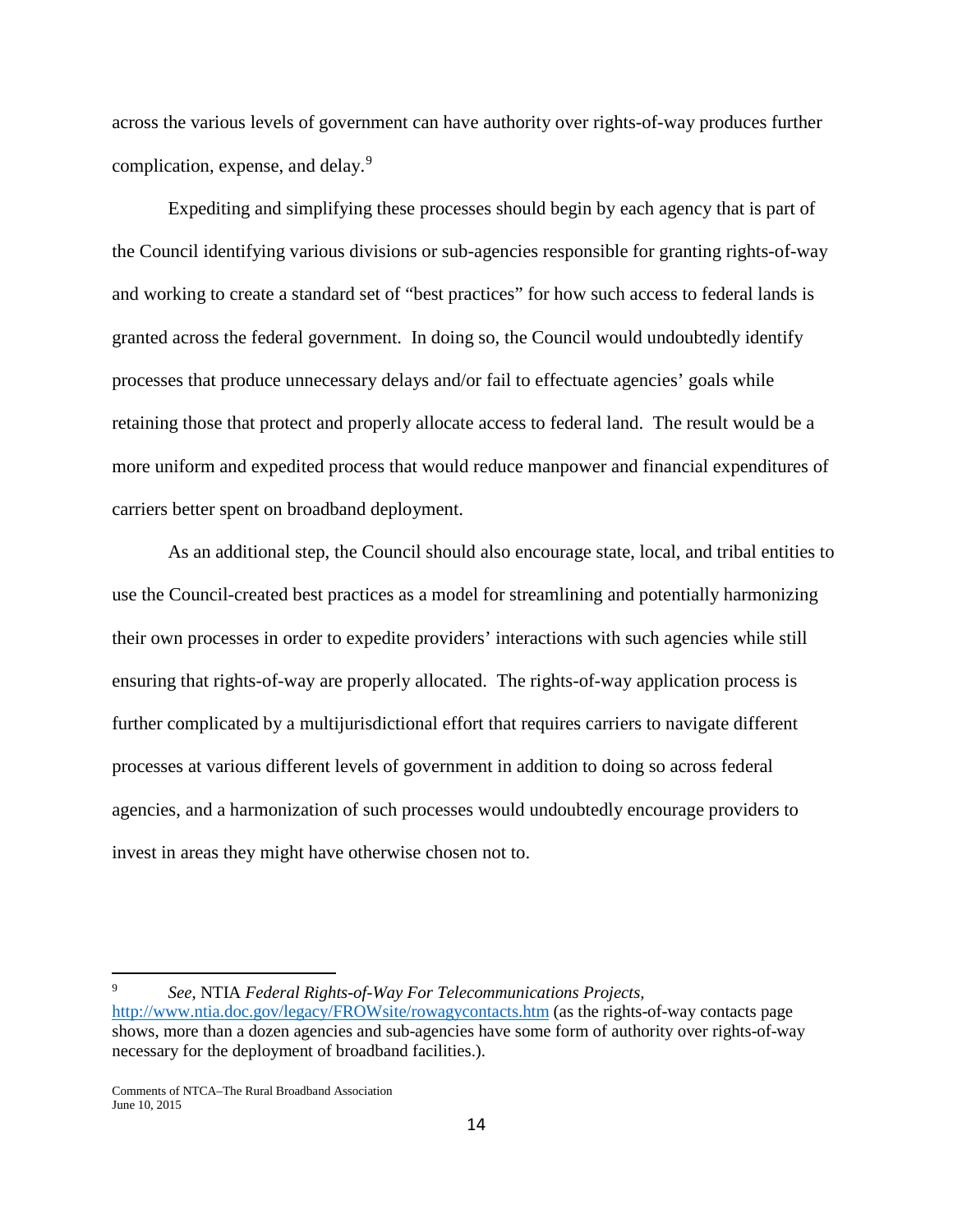across the various levels of government can have authority over rights-of-way produces further complication, expense, and delay.[9]

Expediting and simplifying these processes should begin by each agency that is part of the Council identifying various divisions or sub-agencies responsible for granting rights-of-way and working to create a standard set of "best practices" for how such access to federal lands is granted across the federal government. In doing so, the Council would undoubtedly identify processes that produce unnecessary delays and/or fail to effectuate agencies' goals while retaining those that protect and properly allocate access to federal land. The result would be a more uniform and expedited process that would reduce manpower and financial expenditures of carriers better spent on broadband deployment.

As an additional step, the Council should also encourage state, local, and tribal entities to use the Council-created best practices as a model for streamlining and potentially harmonizing their own processes in order to expedite providers' interactions with such agencies while still ensuring that rights-of-way are properly allocated. The rights-of-way application process is further complicated by a multijurisdictional effort that requires carriers to navigate different processes at various different levels of government in addition to doing so across federal agencies, and a harmonization of such processes would undoubtedly encourage providers to invest in areas they might have otherwise chosen not to.

---

[9] *See*, NTIA *Federal Rights-of-Way For Telecommunications Projects*, http://www.ntia.doc.gov/legacy/FROWsite/rowagycontacts.htm (as the rights-of-way contacts page shows, more than a dozen agencies and sub-agencies have some form of authority over rights-of-way necessary for the deployment of broadband facilities.).

Comments of NTCA–The Rural Broadband Association
June 10, 2015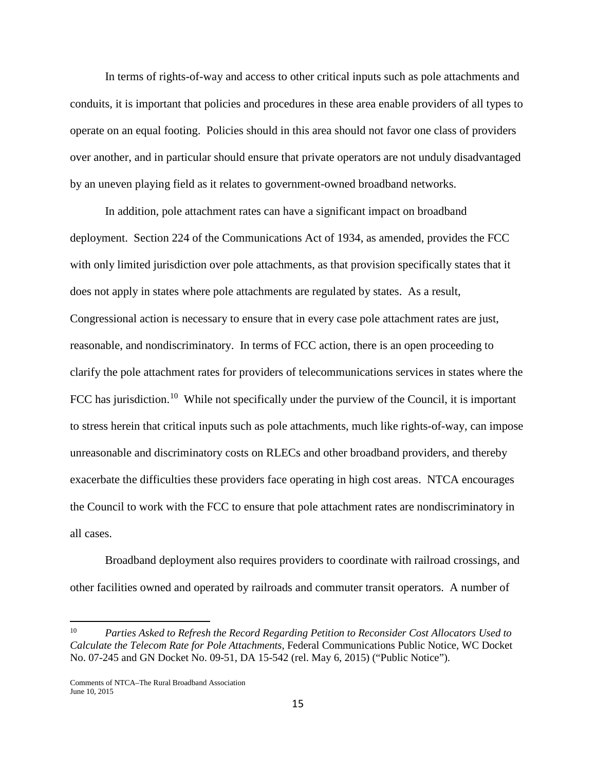In terms of rights-of-way and access to other critical inputs such as pole attachments and conduits, it is important that policies and procedures in these area enable providers of all types to operate on an equal footing. Policies should in this area should not favor one class of providers over another, and in particular should ensure that private operators are not unduly disadvantaged by an uneven playing field as it relates to government-owned broadband networks.

In addition, pole attachment rates can have a significant impact on broadband deployment. Section 224 of the Communications Act of 1934, as amended, provides the FCC with only limited jurisdiction over pole attachments, as that provision specifically states that it does not apply in states where pole attachments are regulated by states. As a result, Congressional action is necessary to ensure that in every case pole attachment rates are just, reasonable, and nondiscriminatory. In terms of FCC action, there is an open proceeding to clarify the pole attachment rates for providers of telecommunications services in states where the FCC has jurisdiction.[10] While not specifically under the purview of the Council, it is important to stress herein that critical inputs such as pole attachments, much like rights-of-way, can impose unreasonable and discriminatory costs on RLECs and other broadband providers, and thereby exacerbate the difficulties these providers face operating in high cost areas. NTCA encourages the Council to work with the FCC to ensure that pole attachment rates are nondiscriminatory in all cases.

Broadband deployment also requires providers to coordinate with railroad crossings, and other facilities owned and operated by railroads and commuter transit operators. A number of

---

[10] *Parties Asked to Refresh the Record Regarding Petition to Reconsider Cost Allocators Used to Calculate the Telecom Rate for Pole Attachments*, Federal Communications Public Notice, WC Docket No. 07-245 and GN Docket No. 09-51, DA 15-542 (rel. May 6, 2015) ("Public Notice").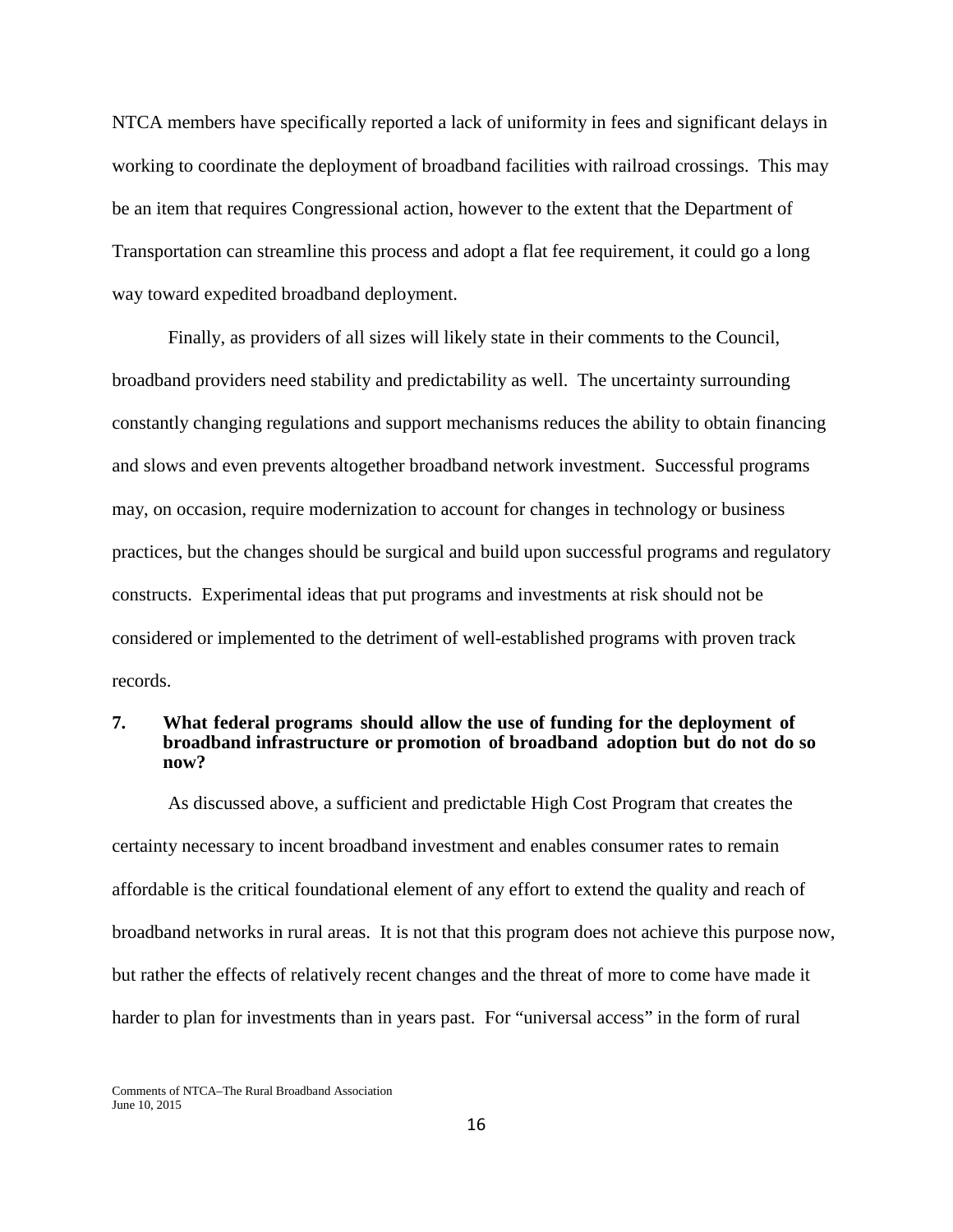NTCA members have specifically reported a lack of uniformity in fees and significant delays in working to coordinate the deployment of broadband facilities with railroad crossings. This may be an item that requires Congressional action, however to the extent that the Department of Transportation can streamline this process and adopt a flat fee requirement, it could go a long way toward expedited broadband deployment.

Finally, as providers of all sizes will likely state in their comments to the Council, broadband providers need stability and predictability as well. The uncertainty surrounding constantly changing regulations and support mechanisms reduces the ability to obtain financing and slows and even prevents altogether broadband network investment. Successful programs may, on occasion, require modernization to account for changes in technology or business practices, but the changes should be surgical and build upon successful programs and regulatory constructs. Experimental ideas that put programs and investments at risk should not be considered or implemented to the detriment of well-established programs with proven track records.

**7. What federal programs should allow the use of funding for the deployment of broadband infrastructure or promotion of broadband adoption but do not do so now?**

As discussed above, a sufficient and predictable High Cost Program that creates the certainty necessary to incent broadband investment and enables consumer rates to remain affordable is the critical foundational element of any effort to extend the quality and reach of broadband networks in rural areas. It is not that this program does not achieve this purpose now, but rather the effects of relatively recent changes and the threat of more to come have made it harder to plan for investments than in years past. For "universal access" in the form of rural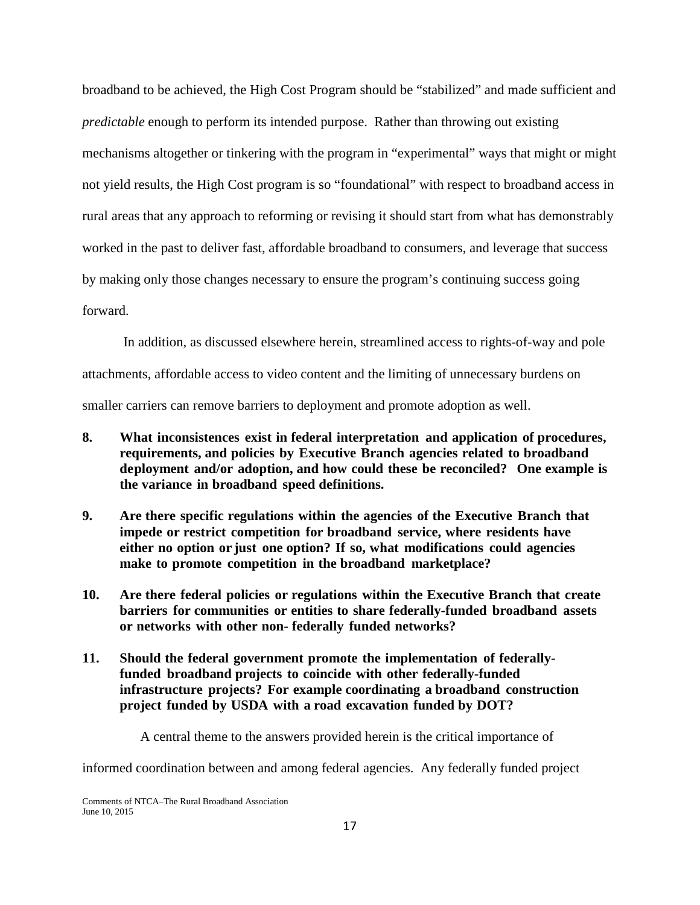broadband to be achieved, the High Cost Program should be "stabilized" and made sufficient and *predictable* enough to perform its intended purpose. Rather than throwing out existing mechanisms altogether or tinkering with the program in "experimental" ways that might or might not yield results, the High Cost program is so "foundational" with respect to broadband access in rural areas that any approach to reforming or revising it should start from what has demonstrably worked in the past to deliver fast, affordable broadband to consumers, and leverage that success by making only those changes necessary to ensure the program's continuing success going forward.

In addition, as discussed elsewhere herein, streamlined access to rights-of-way and pole attachments, affordable access to video content and the limiting of unnecessary burdens on smaller carriers can remove barriers to deployment and promote adoption as well.

**8. What inconsistences exist in federal interpretation and application of procedures, requirements, and policies by Executive Branch agencies related to broadband deployment and/or adoption, and how could these be reconciled? One example is the variance in broadband speed definitions.**

**9. Are there specific regulations within the agencies of the Executive Branch that impede or restrict competition for broadband service, where residents have either no option or just one option? If so, what modifications could agencies make to promote competition in the broadband marketplace?**

**10. Are there federal policies or regulations within the Executive Branch that create barriers for communities or entities to share federally-funded broadband assets or networks with other non- federally funded networks?**

**11. Should the federal government promote the implementation of federally-funded broadband projects to coincide with other federally-funded infrastructure projects? For example coordinating a broadband construction project funded by USDA with a road excavation funded by DOT?**

A central theme to the answers provided herein is the critical importance of informed coordination between and among federal agencies. Any federally funded project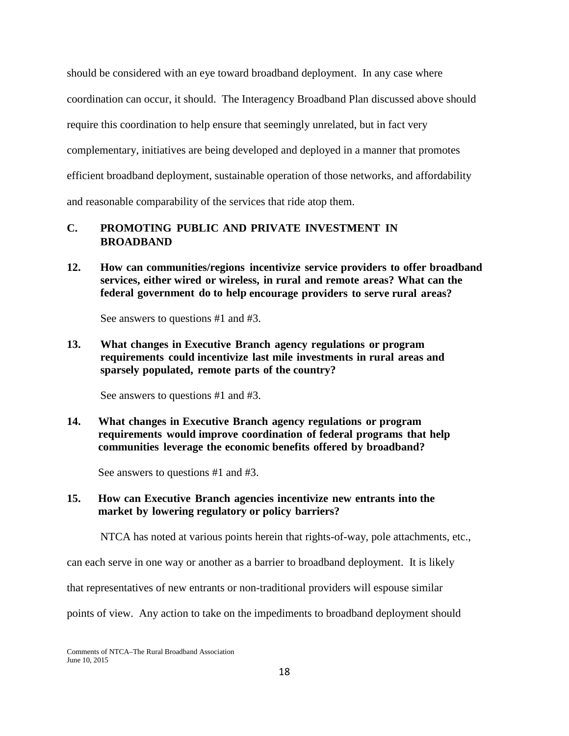should be considered with an eye toward broadband deployment. In any case where coordination can occur, it should. The Interagency Broadband Plan discussed above should require this coordination to help ensure that seemingly unrelated, but in fact very complementary, initiatives are being developed and deployed in a manner that promotes efficient broadband deployment, sustainable operation of those networks, and affordability and reasonable comparability of the services that ride atop them.

## C. PROMOTING PUBLIC AND PRIVATE INVESTMENT IN BROADBAND

**12. How can communities/regions incentivize service providers to offer broadband services, either wired or wireless, in rural and remote areas? What can the federal government do to help encourage providers to serve rural areas?**

See answers to questions #1 and #3.

**13. What changes in Executive Branch agency regulations or program requirements could incentivize last mile investments in rural areas and sparsely populated, remote parts of the country?**

See answers to questions #1 and #3.

**14. What changes in Executive Branch agency regulations or program requirements would improve coordination of federal programs that help communities leverage the economic benefits offered by broadband?**

See answers to questions #1 and #3.

**15. How can Executive Branch agencies incentivize new entrants into the market by lowering regulatory or policy barriers?**

NTCA has noted at various points herein that rights-of-way, pole attachments, etc., can each serve in one way or another as a barrier to broadband deployment. It is likely that representatives of new entrants or non-traditional providers will espouse similar points of view. Any action to take on the impediments to broadband deployment should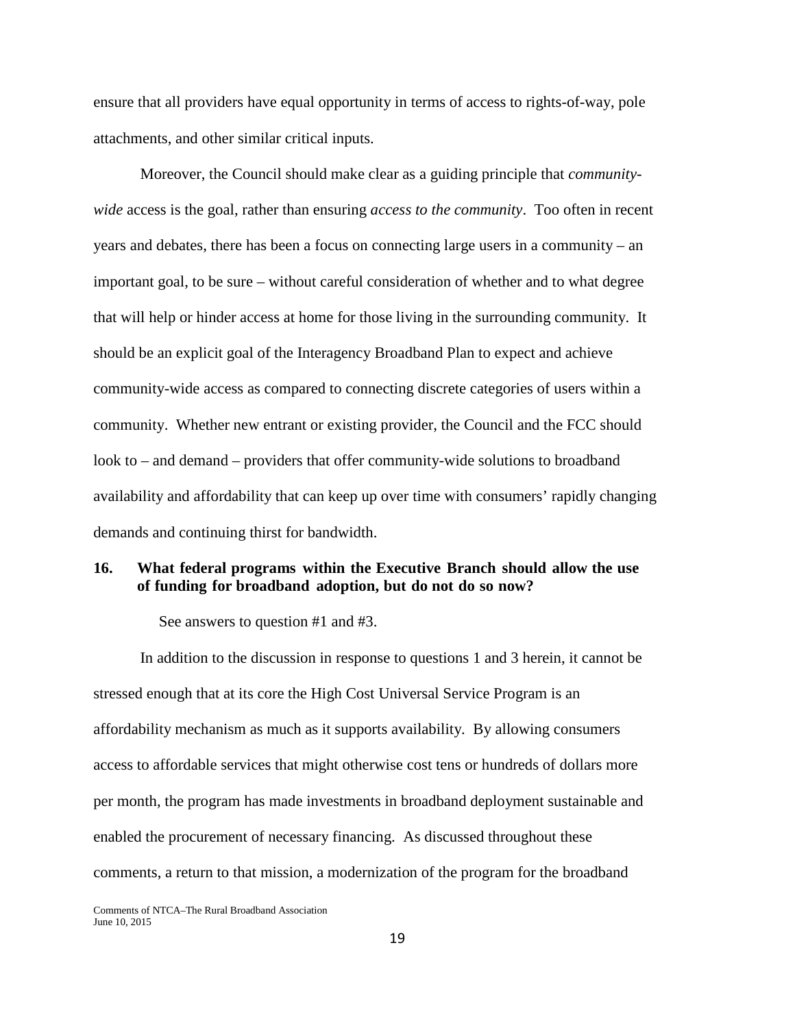ensure that all providers have equal opportunity in terms of access to rights-of-way, pole attachments, and other similar critical inputs.

Moreover, the Council should make clear as a guiding principle that *community-wide* access is the goal, rather than ensuring *access to the community*. Too often in recent years and debates, there has been a focus on connecting large users in a community – an important goal, to be sure – without careful consideration of whether and to what degree that will help or hinder access at home for those living in the surrounding community. It should be an explicit goal of the Interagency Broadband Plan to expect and achieve community-wide access as compared to connecting discrete categories of users within a community. Whether new entrant or existing provider, the Council and the FCC should look to – and demand – providers that offer community-wide solutions to broadband availability and affordability that can keep up over time with consumers' rapidly changing demands and continuing thirst for bandwidth.

**16. What federal programs within the Executive Branch should allow the use of funding for broadband adoption, but do not do so now?**

See answers to question #1 and #3.

In addition to the discussion in response to questions 1 and 3 herein, it cannot be stressed enough that at its core the High Cost Universal Service Program is an affordability mechanism as much as it supports availability. By allowing consumers access to affordable services that might otherwise cost tens or hundreds of dollars more per month, the program has made investments in broadband deployment sustainable and enabled the procurement of necessary financing. As discussed throughout these comments, a return to that mission, a modernization of the program for the broadband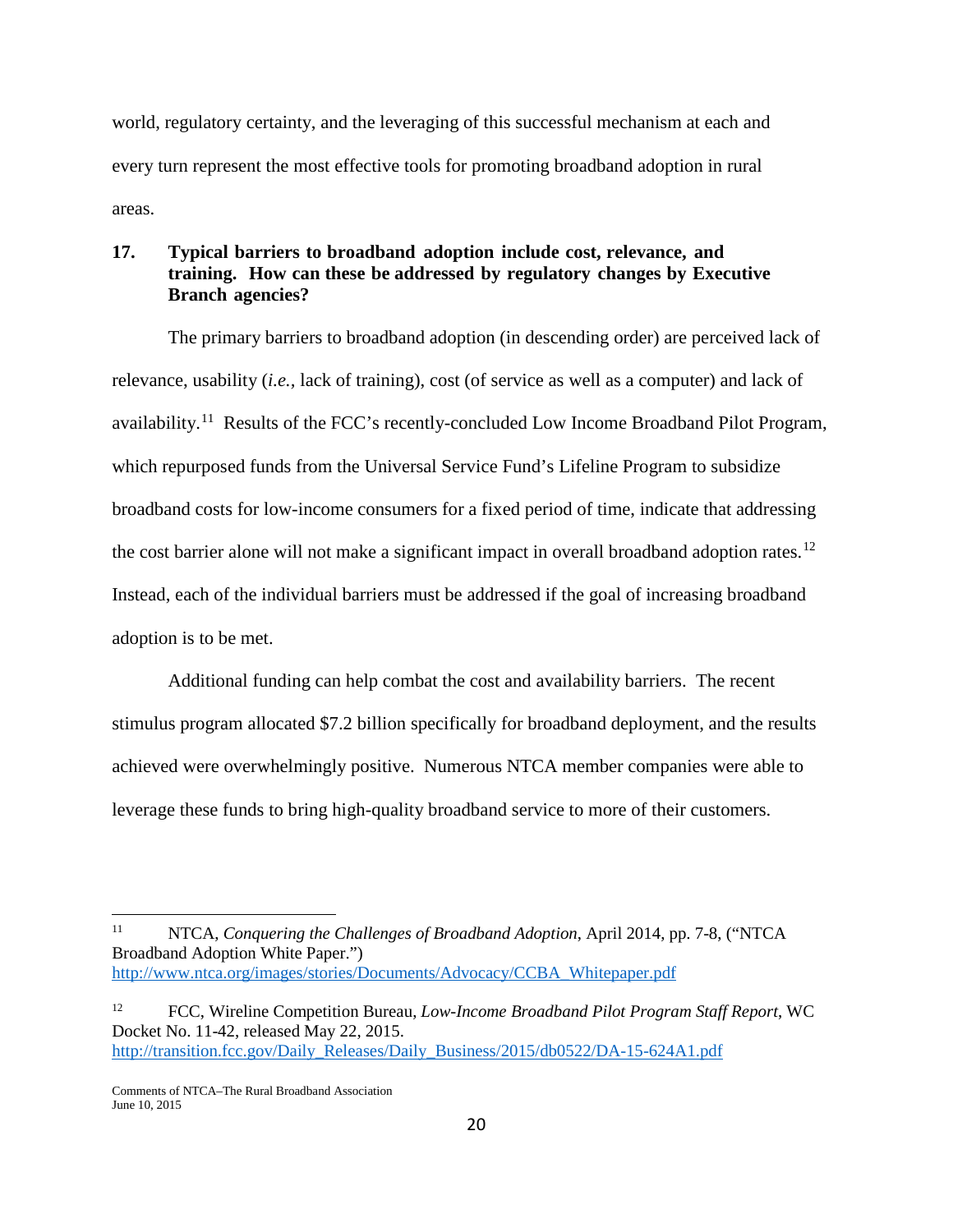world, regulatory certainty, and the leveraging of this successful mechanism at each and every turn represent the most effective tools for promoting broadband adoption in rural areas.

**17. Typical barriers to broadband adoption include cost, relevance, and training. How can these be addressed by regulatory changes by Executive Branch agencies?**

The primary barriers to broadband adoption (in descending order) are perceived lack of relevance, usability (*i.e.*, lack of training), cost (of service as well as a computer) and lack of availability.[11] Results of the FCC's recently-concluded Low Income Broadband Pilot Program, which repurposed funds from the Universal Service Fund's Lifeline Program to subsidize broadband costs for low-income consumers for a fixed period of time, indicate that addressing the cost barrier alone will not make a significant impact in overall broadband adoption rates.[12] Instead, each of the individual barriers must be addressed if the goal of increasing broadband adoption is to be met.

Additional funding can help combat the cost and availability barriers. The recent stimulus program allocated $7.2 billion specifically for broadband deployment, and the results achieved were overwhelmingly positive. Numerous NTCA member companies were able to leverage these funds to bring high-quality broadband service to more of their customers.

---

[11] NTCA, *Conquering the Challenges of Broadband Adoption*, April 2014, pp. 7-8, ("NTCA Broadband Adoption White Paper.") http://www.ntca.org/images/stories/Documents/Advocacy/CCBA_Whitepaper.pdf

[12] FCC, Wireline Competition Bureau, *Low-Income Broadband Pilot Program Staff Report*, WC Docket No. 11-42, released May 22, 2015. http://transition.fcc.gov/Daily_Releases/Daily_Business/2015/db0522/DA-15-624A1.pdf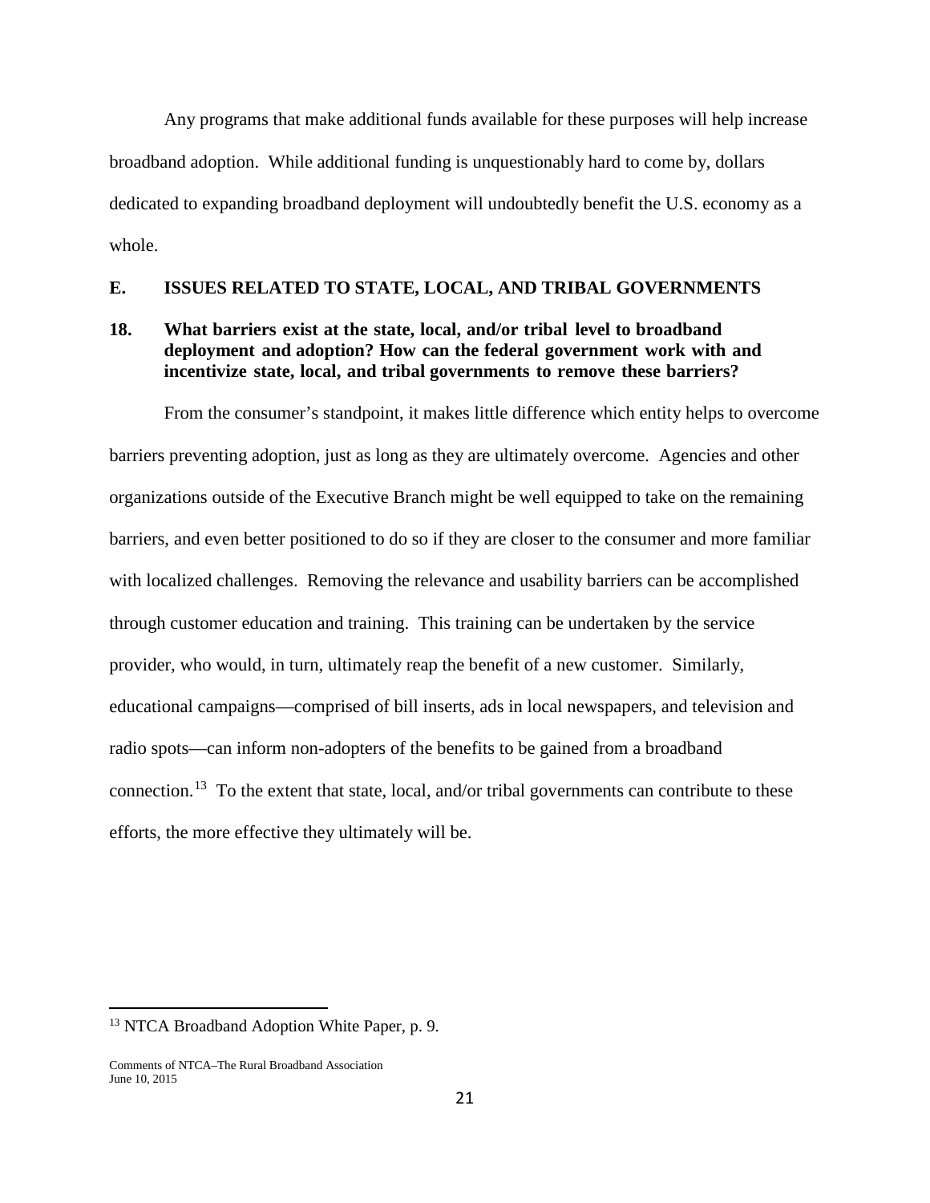Any programs that make additional funds available for these purposes will help increase broadband adoption. While additional funding is unquestionably hard to come by, dollars dedicated to expanding broadband deployment will undoubtedly benefit the U.S. economy as a whole.

## E. ISSUES RELATED TO STATE, LOCAL, AND TRIBAL GOVERNMENTS

### 18. What barriers exist at the state, local, and/or tribal level to broadband deployment and adoption? How can the federal government work with and incentivize state, local, and tribal governments to remove these barriers?

From the consumer's standpoint, it makes little difference which entity helps to overcome barriers preventing adoption, just as long as they are ultimately overcome. Agencies and other organizations outside of the Executive Branch might be well equipped to take on the remaining barriers, and even better positioned to do so if they are closer to the consumer and more familiar with localized challenges. Removing the relevance and usability barriers can be accomplished through customer education and training. This training can be undertaken by the service provider, who would, in turn, ultimately reap the benefit of a new customer. Similarly, educational campaigns—comprised of bill inserts, ads in local newspapers, and television and radio spots—can inform non-adopters of the benefits to be gained from a broadband connection.[13] To the extent that state, local, and/or tribal governments can contribute to these efforts, the more effective they ultimately will be.

---

[13] NTCA Broadband Adoption White Paper, p. 9.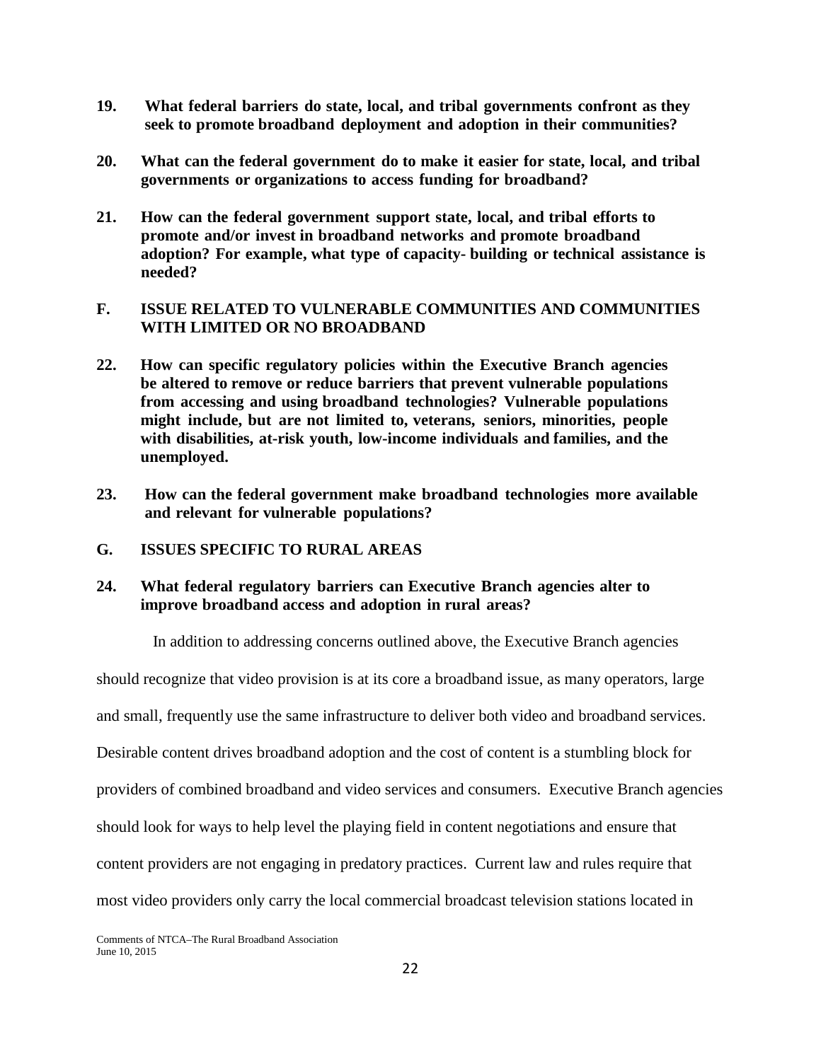**19. What federal barriers do state, local, and tribal governments confront as they seek to promote broadband deployment and adoption in their communities?**

**20. What can the federal government do to make it easier for state, local, and tribal governments or organizations to access funding for broadband?**

**21. How can the federal government support state, local, and tribal efforts to promote and/or invest in broadband networks and promote broadband adoption? For example, what type of capacity- building or technical assistance is needed?**

## F. ISSUE RELATED TO VULNERABLE COMMUNITIES AND COMMUNITIES WITH LIMITED OR NO BROADBAND

**22. How can specific regulatory policies within the Executive Branch agencies be altered to remove or reduce barriers that prevent vulnerable populations from accessing and using broadband technologies? Vulnerable populations might include, but are not limited to, veterans, seniors, minorities, people with disabilities, at-risk youth, low-income individuals and families, and the unemployed.**

**23. How can the federal government make broadband technologies more available and relevant for vulnerable populations?**

## G. ISSUES SPECIFIC TO RURAL AREAS

**24. What federal regulatory barriers can Executive Branch agencies alter to improve broadband access and adoption in rural areas?**

In addition to addressing concerns outlined above, the Executive Branch agencies should recognize that video provision is at its core a broadband issue, as many operators, large and small, frequently use the same infrastructure to deliver both video and broadband services. Desirable content drives broadband adoption and the cost of content is a stumbling block for providers of combined broadband and video services and consumers. Executive Branch agencies should look for ways to help level the playing field in content negotiations and ensure that content providers are not engaging in predatory practices. Current law and rules require that most video providers only carry the local commercial broadcast television stations located in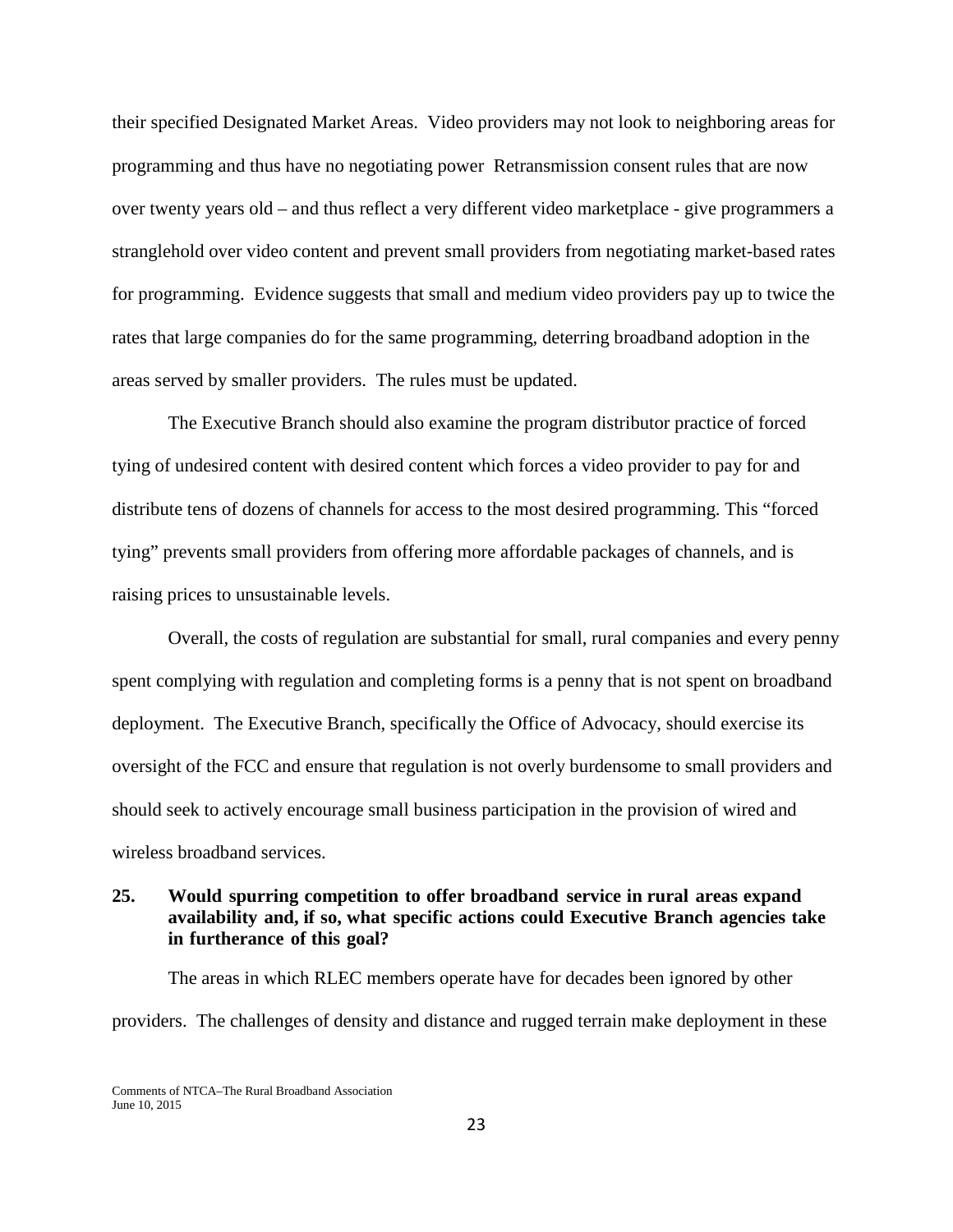their specified Designated Market Areas. Video providers may not look to neighboring areas for programming and thus have no negotiating power Retransmission consent rules that are now over twenty years old – and thus reflect a very different video marketplace - give programmers a stranglehold over video content and prevent small providers from negotiating market-based rates for programming. Evidence suggests that small and medium video providers pay up to twice the rates that large companies do for the same programming, deterring broadband adoption in the areas served by smaller providers. The rules must be updated.

The Executive Branch should also examine the program distributor practice of forced tying of undesired content with desired content which forces a video provider to pay for and distribute tens of dozens of channels for access to the most desired programming. This "forced tying" prevents small providers from offering more affordable packages of channels, and is raising prices to unsustainable levels.

Overall, the costs of regulation are substantial for small, rural companies and every penny spent complying with regulation and completing forms is a penny that is not spent on broadband deployment. The Executive Branch, specifically the Office of Advocacy, should exercise its oversight of the FCC and ensure that regulation is not overly burdensome to small providers and should seek to actively encourage small business participation in the provision of wired and wireless broadband services.

**25. Would spurring competition to offer broadband service in rural areas expand availability and, if so, what specific actions could Executive Branch agencies take in furtherance of this goal?**

The areas in which RLEC members operate have for decades been ignored by other providers. The challenges of density and distance and rugged terrain make deployment in these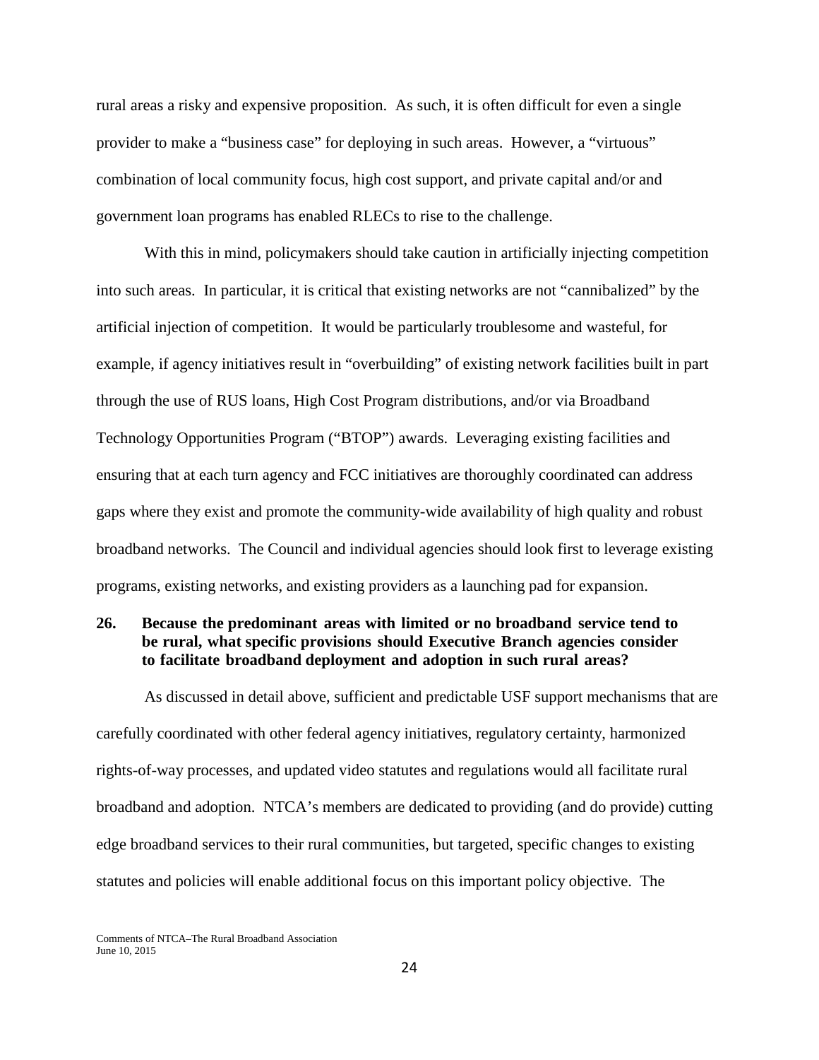rural areas a risky and expensive proposition. As such, it is often difficult for even a single provider to make a "business case" for deploying in such areas. However, a "virtuous" combination of local community focus, high cost support, and private capital and/or and government loan programs has enabled RLECs to rise to the challenge.

With this in mind, policymakers should take caution in artificially injecting competition into such areas. In particular, it is critical that existing networks are not "cannibalized" by the artificial injection of competition. It would be particularly troublesome and wasteful, for example, if agency initiatives result in "overbuilding" of existing network facilities built in part through the use of RUS loans, High Cost Program distributions, and/or via Broadband Technology Opportunities Program ("BTOP") awards. Leveraging existing facilities and ensuring that at each turn agency and FCC initiatives are thoroughly coordinated can address gaps where they exist and promote the community-wide availability of high quality and robust broadband networks. The Council and individual agencies should look first to leverage existing programs, existing networks, and existing providers as a launching pad for expansion.

**26. Because the predominant areas with limited or no broadband service tend to be rural, what specific provisions should Executive Branch agencies consider to facilitate broadband deployment and adoption in such rural areas?**

As discussed in detail above, sufficient and predictable USF support mechanisms that are carefully coordinated with other federal agency initiatives, regulatory certainty, harmonized rights-of-way processes, and updated video statutes and regulations would all facilitate rural broadband and adoption. NTCA's members are dedicated to providing (and do provide) cutting edge broadband services to their rural communities, but targeted, specific changes to existing statutes and policies will enable additional focus on this important policy objective. The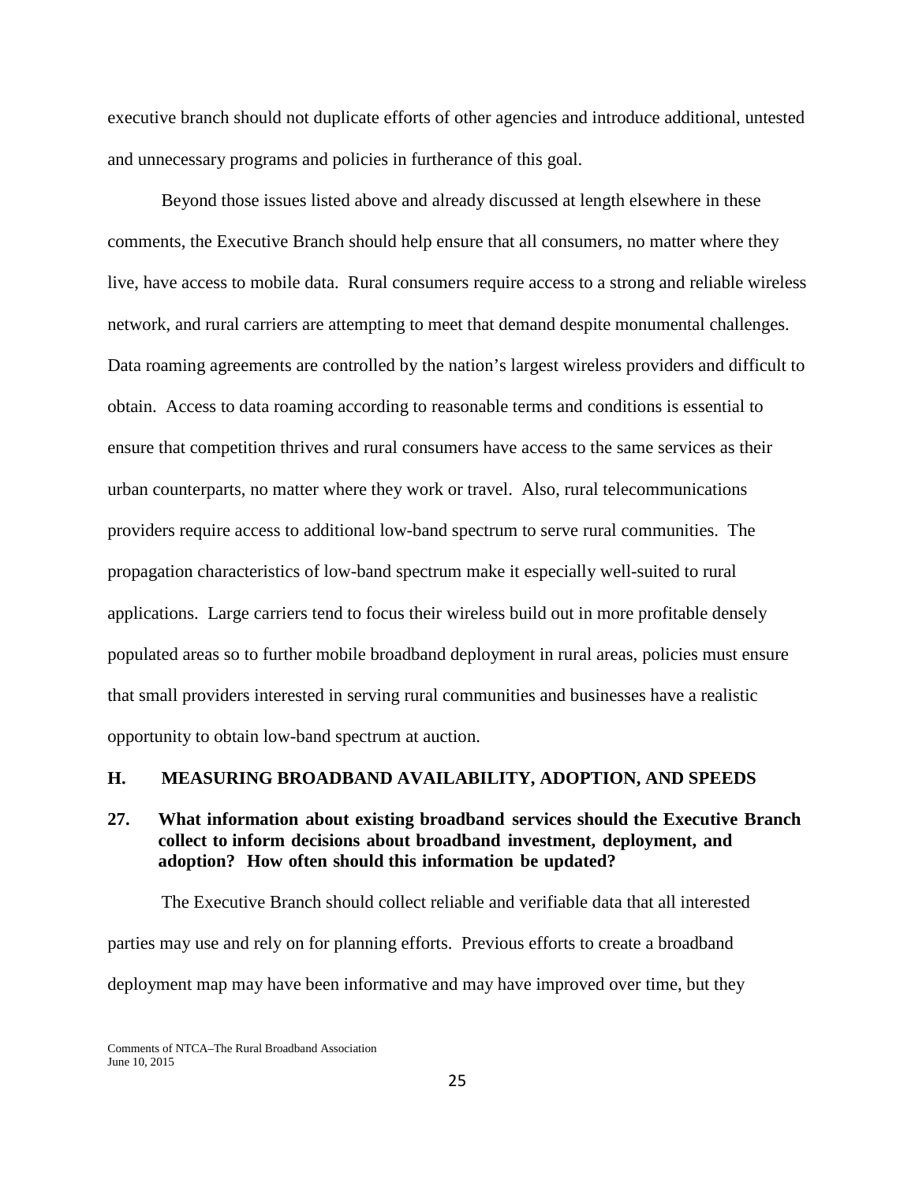executive branch should not duplicate efforts of other agencies and introduce additional, untested and unnecessary programs and policies in furtherance of this goal.

Beyond those issues listed above and already discussed at length elsewhere in these comments, the Executive Branch should help ensure that all consumers, no matter where they live, have access to mobile data. Rural consumers require access to a strong and reliable wireless network, and rural carriers are attempting to meet that demand despite monumental challenges. Data roaming agreements are controlled by the nation's largest wireless providers and difficult to obtain. Access to data roaming according to reasonable terms and conditions is essential to ensure that competition thrives and rural consumers have access to the same services as their urban counterparts, no matter where they work or travel. Also, rural telecommunications providers require access to additional low-band spectrum to serve rural communities. The propagation characteristics of low-band spectrum make it especially well-suited to rural applications. Large carriers tend to focus their wireless build out in more profitable densely populated areas so to further mobile broadband deployment in rural areas, policies must ensure that small providers interested in serving rural communities and businesses have a realistic opportunity to obtain low-band spectrum at auction.

## H. MEASURING BROADBAND AVAILABILITY, ADOPTION, AND SPEEDS

### 27. What information about existing broadband services should the Executive Branch collect to inform decisions about broadband investment, deployment, and adoption? How often should this information be updated?

The Executive Branch should collect reliable and verifiable data that all interested parties may use and rely on for planning efforts. Previous efforts to create a broadband deployment map may have been informative and may have improved over time, but they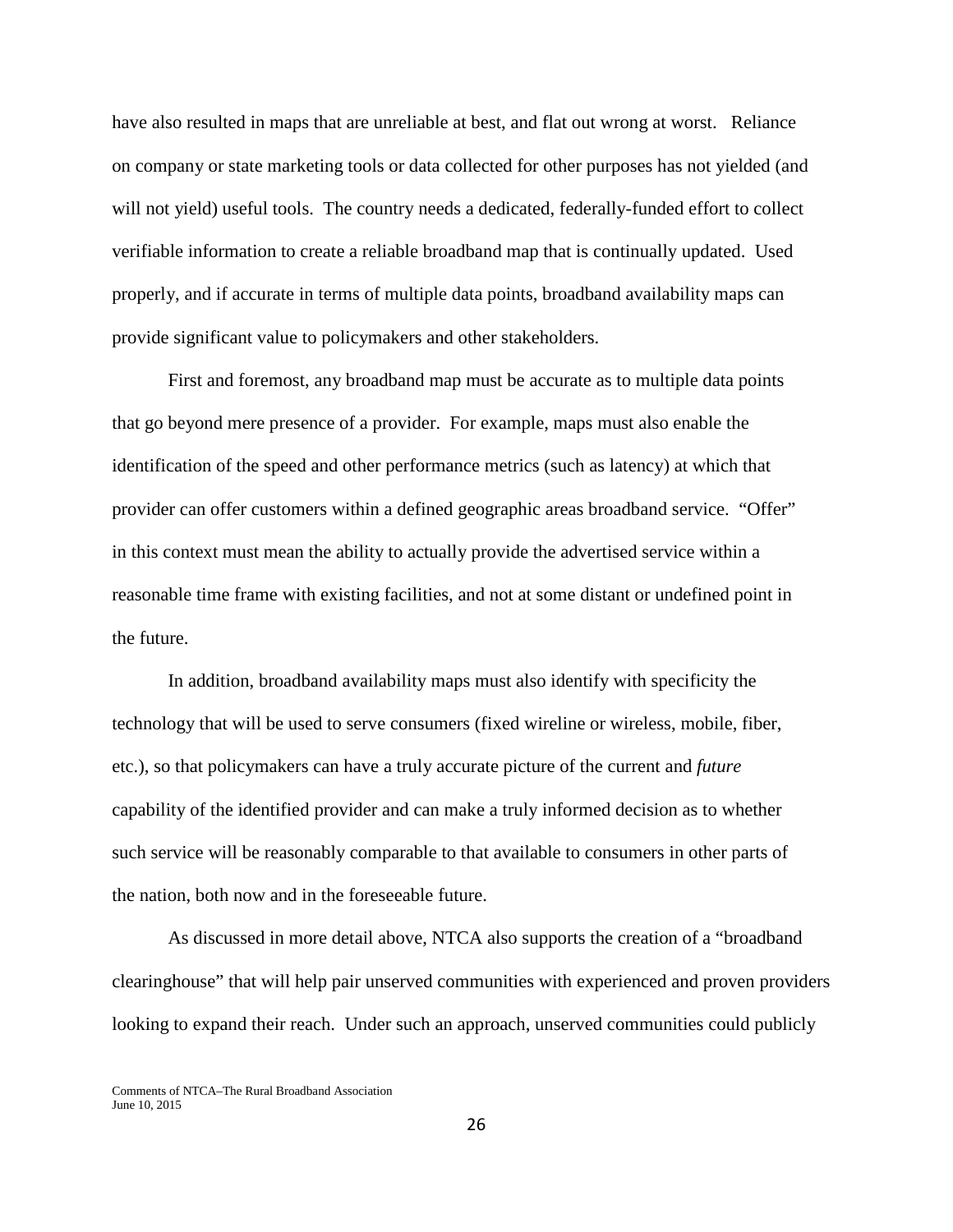have also resulted in maps that are unreliable at best, and flat out wrong at worst. Reliance on company or state marketing tools or data collected for other purposes has not yielded (and will not yield) useful tools. The country needs a dedicated, federally-funded effort to collect verifiable information to create a reliable broadband map that is continually updated. Used properly, and if accurate in terms of multiple data points, broadband availability maps can provide significant value to policymakers and other stakeholders.

First and foremost, any broadband map must be accurate as to multiple data points that go beyond mere presence of a provider. For example, maps must also enable the identification of the speed and other performance metrics (such as latency) at which that provider can offer customers within a defined geographic areas broadband service. "Offer" in this context must mean the ability to actually provide the advertised service within a reasonable time frame with existing facilities, and not at some distant or undefined point in the future.

In addition, broadband availability maps must also identify with specificity the technology that will be used to serve consumers (fixed wireline or wireless, mobile, fiber, etc.), so that policymakers can have a truly accurate picture of the current and *future* capability of the identified provider and can make a truly informed decision as to whether such service will be reasonably comparable to that available to consumers in other parts of the nation, both now and in the foreseeable future.

As discussed in more detail above, NTCA also supports the creation of a "broadband clearinghouse" that will help pair unserved communities with experienced and proven providers looking to expand their reach. Under such an approach, unserved communities could publicly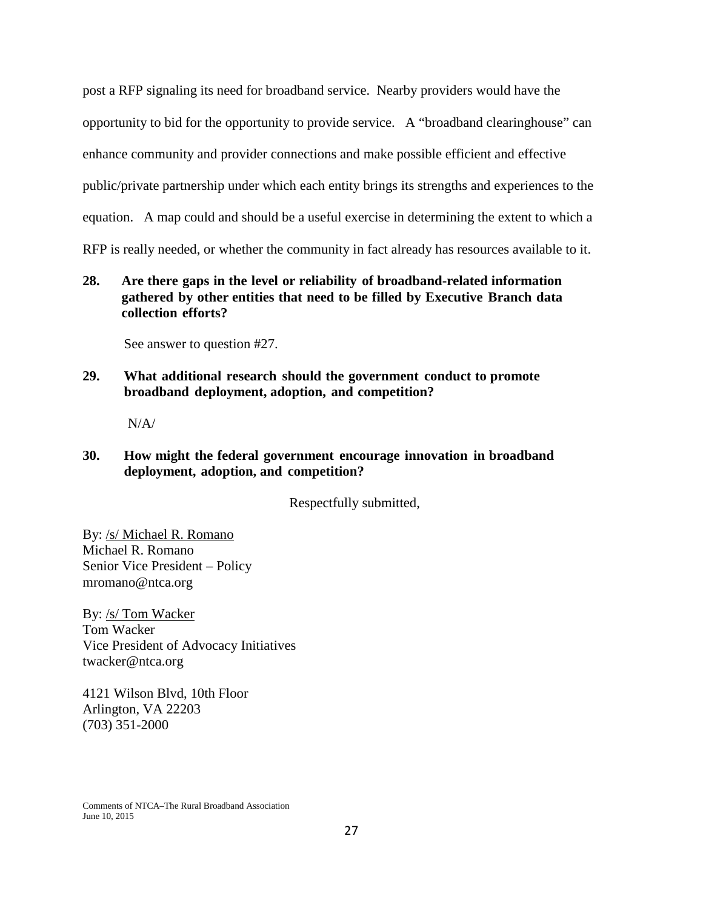post a RFP signaling its need for broadband service. Nearby providers would have the opportunity to bid for the opportunity to provide service. A "broadband clearinghouse" can enhance community and provider connections and make possible efficient and effective public/private partnership under which each entity brings its strengths and experiences to the equation. A map could and should be a useful exercise in determining the extent to which a RFP is really needed, or whether the community in fact already has resources available to it.

**28. Are there gaps in the level or reliability of broadband-related information gathered by other entities that need to be filled by Executive Branch data collection efforts?**

See answer to question #27.

**29. What additional research should the government conduct to promote broadband deployment, adoption, and competition?**

N/A/

**30. How might the federal government encourage innovation in broadband deployment, adoption, and competition?**

Respectfully submitted,

By: /s/ Michael R. Romano
Michael R. Romano
Senior Vice President – Policy
mromano@ntca.org

By: /s/ Tom Wacker
Tom Wacker
Vice President of Advocacy Initiatives
twacker@ntca.org

4121 Wilson Blvd, 10th Floor
Arlington, VA 22203
(703) 351-2000